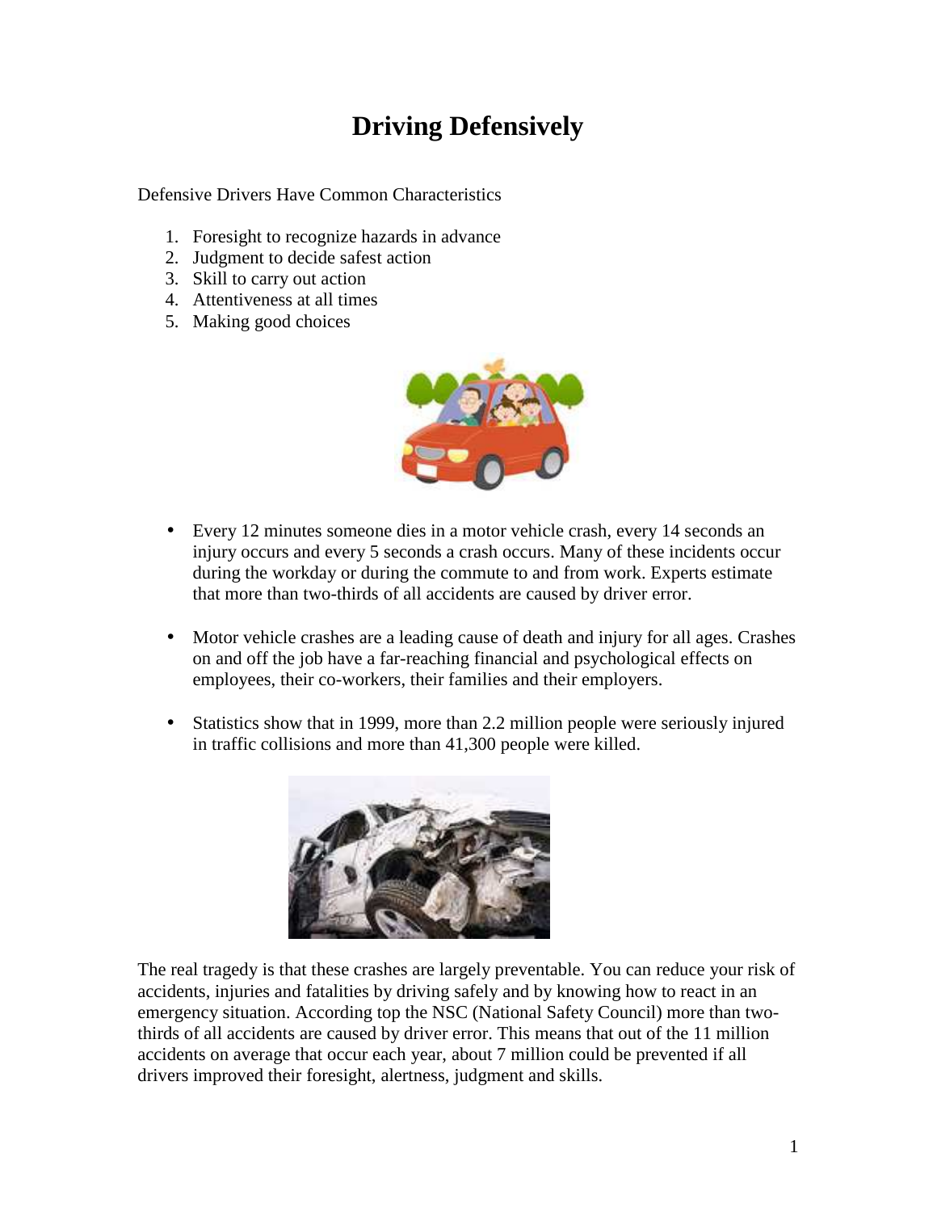# Driving Defensively

Defensive Drivers Have Common Characteristics

1. Foresight to recognize hazards in advance
2. Judgment to decide safest action
3. Skill to carry out action
4. Attentiveness at all times
5. Making good choices

- Every 12 minutes someone dies in a motor vehicle crash, every 14 seconds an injury occurs and every 5 seconds a crash occurs. Many of these incidents occur during the workday or during the commute to and from work. Experts estimate that more than two-thirds of all accidents are caused by driver error.

- Motor vehicle crashes are a leading cause of death and injury for all ages. Crashes on and off the job have a far-reaching financial and psychological effects on employees, their co-workers, their families and their employers.

- Statistics show that in 1999, more than 2.2 million people were seriously injured in traffic collisions and more than 41,300 people were killed.

The real tragedy is that these crashes are largely preventable. You can reduce your risk of accidents, injuries and fatalities by driving safely and by knowing how to react in an emergency situation. According top the NSC (National Safety Council) more than two-thirds of all accidents are caused by driver error. This means that out of the 11 million accidents on average that occur each year, about 7 million could be prevented if all drivers improved their foresight, alertness, judgment and skills.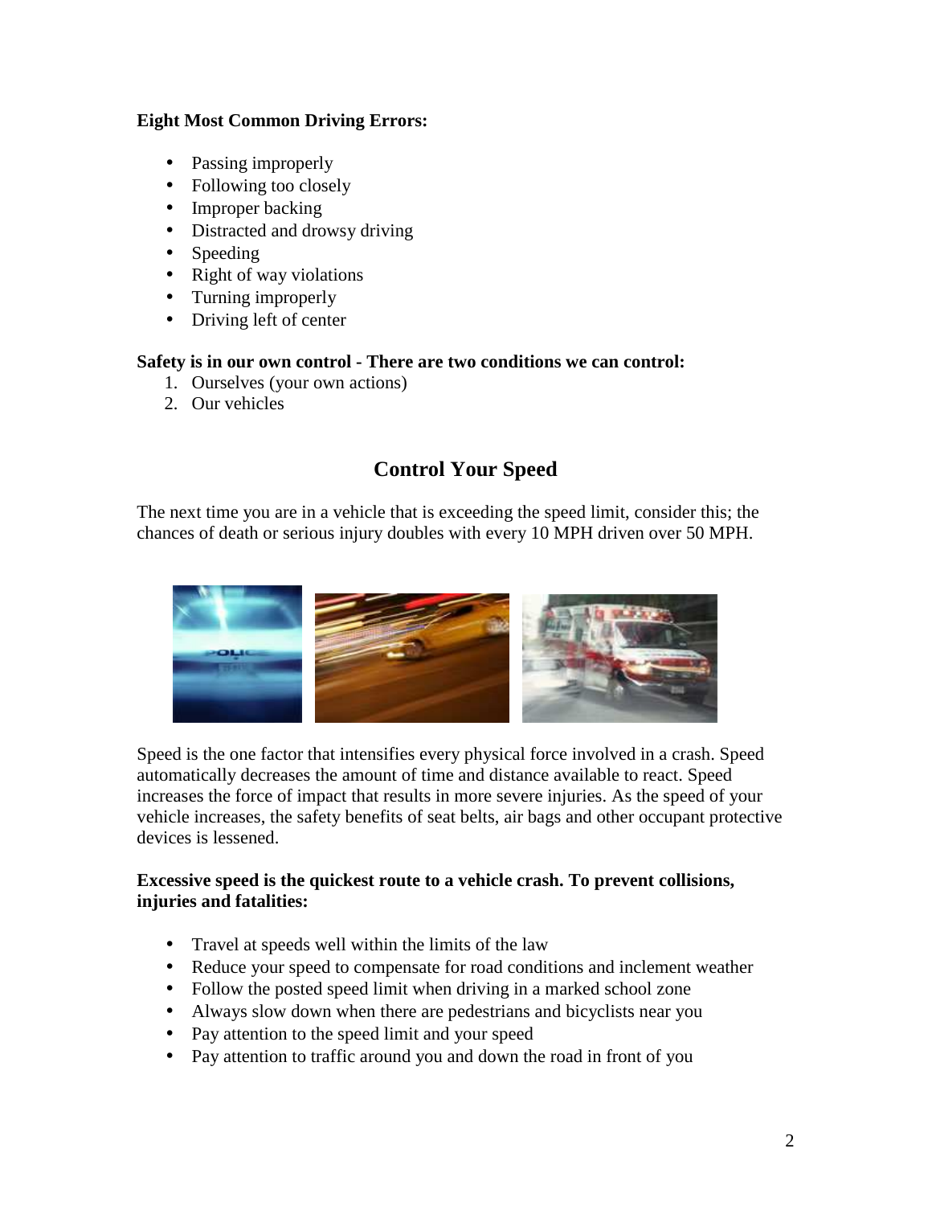**Eight Most Common Driving Errors:**

- Passing improperly
- Following too closely
- Improper backing
- Distracted and drowsy driving
- Speeding
- Right of way violations
- Turning improperly
- Driving left of center

**Safety is in our own control - There are two conditions we can control:**

1. Ourselves (your own actions)
2. Our vehicles

## Control Your Speed

The next time you are in a vehicle that is exceeding the speed limit, consider this; the chances of death or serious injury doubles with every 10 MPH driven over 50 MPH.

Speed is the one factor that intensifies every physical force involved in a crash. Speed automatically decreases the amount of time and distance available to react. Speed increases the force of impact that results in more severe injuries. As the speed of your vehicle increases, the safety benefits of seat belts, air bags and other occupant protective devices is lessened.

**Excessive speed is the quickest route to a vehicle crash. To prevent collisions, injuries and fatalities:**

- Travel at speeds well within the limits of the law
- Reduce your speed to compensate for road conditions and inclement weather
- Follow the posted speed limit when driving in a marked school zone
- Always slow down when there are pedestrians and bicyclists near you
- Pay attention to the speed limit and your speed
- Pay attention to traffic around you and down the road in front of you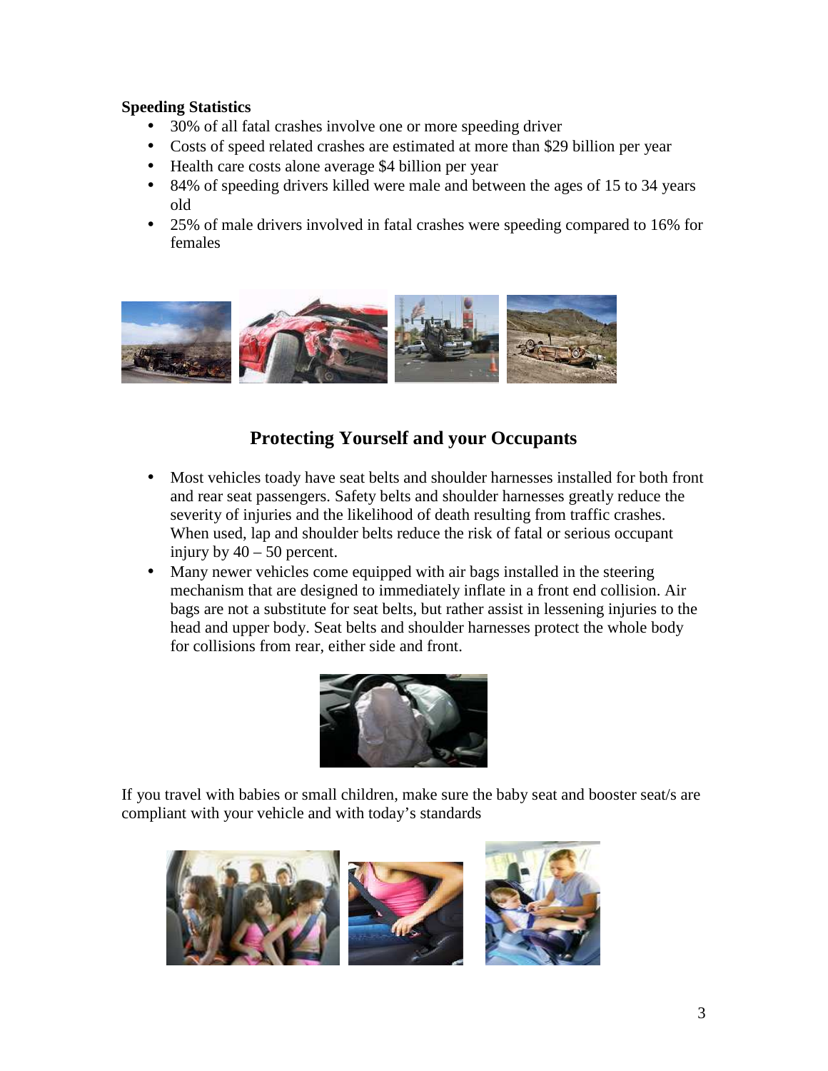**Speeding Statistics**

- 30% of all fatal crashes involve one or more speeding driver
- Costs of speed related crashes are estimated at more than $29 billion per year
- Health care costs alone average $4 billion per year
- 84% of speeding drivers killed were male and between the ages of 15 to 34 years old
- 25% of male drivers involved in fatal crashes were speeding compared to 16% for females

## Protecting Yourself and your Occupants

- Most vehicles toady have seat belts and shoulder harnesses installed for both front and rear seat passengers. Safety belts and shoulder harnesses greatly reduce the severity of injuries and the likelihood of death resulting from traffic crashes. When used, lap and shoulder belts reduce the risk of fatal or serious occupant injury by 40 – 50 percent.
- Many newer vehicles come equipped with air bags installed in the steering mechanism that are designed to immediately inflate in a front end collision. Air bags are not a substitute for seat belts, but rather assist in lessening injuries to the head and upper body. Seat belts and shoulder harnesses protect the whole body for collisions from rear, either side and front.

If you travel with babies or small children, make sure the baby seat and booster seat/s are compliant with your vehicle and with today's standards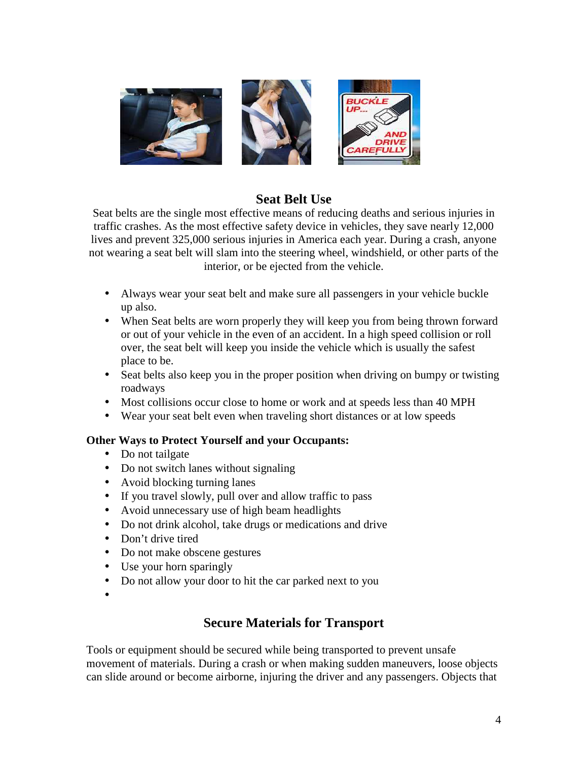## Seat Belt Use

Seat belts are the single most effective means of reducing deaths and serious injuries in traffic crashes. As the most effective safety device in vehicles, they save nearly 12,000 lives and prevent 325,000 serious injuries in America each year. During a crash, anyone not wearing a seat belt will slam into the steering wheel, windshield, or other parts of the interior, or be ejected from the vehicle.

- Always wear your seat belt and make sure all passengers in your vehicle buckle up also.
- When Seat belts are worn properly they will keep you from being thrown forward or out of your vehicle in the even of an accident. In a high speed collision or roll over, the seat belt will keep you inside the vehicle which is usually the safest place to be.
- Seat belts also keep you in the proper position when driving on bumpy or twisting roadways
- Most collisions occur close to home or work and at speeds less than 40 MPH
- Wear your seat belt even when traveling short distances or at low speeds

**Other Ways to Protect Yourself and your Occupants:**

- Do not tailgate
- Do not switch lanes without signaling
- Avoid blocking turning lanes
- If you travel slowly, pull over and allow traffic to pass
- Avoid unnecessary use of high beam headlights
- Do not drink alcohol, take drugs or medications and drive
- Don't drive tired
- Do not make obscene gestures
- Use your horn sparingly
- Do not allow your door to hit the car parked next to you

## Secure Materials for Transport

Tools or equipment should be secured while being transported to prevent unsafe movement of materials. During a crash or when making sudden maneuvers, loose objects can slide around or become airborne, injuring the driver and any passengers. Objects that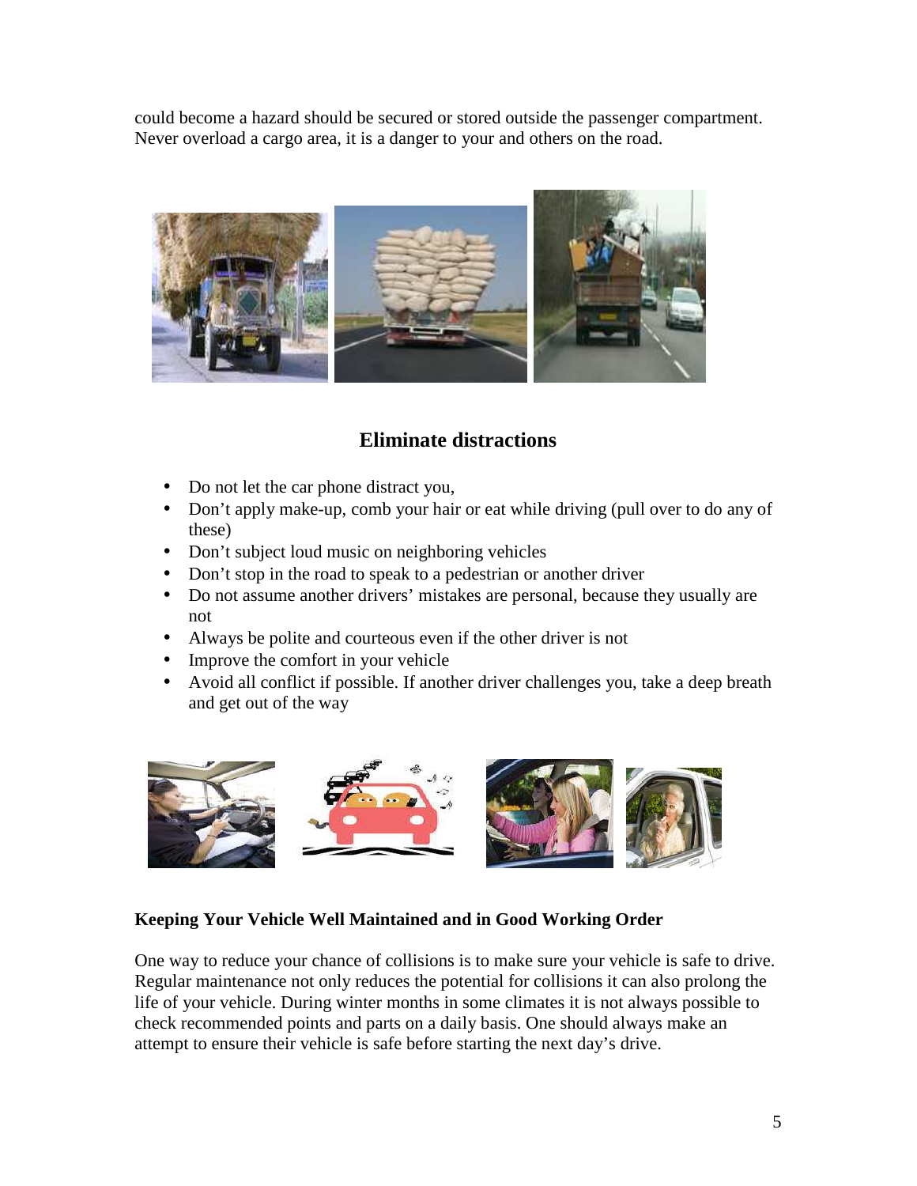could become a hazard should be secured or stored outside the passenger compartment. Never overload a cargo area, it is a danger to your and others on the road.

## Eliminate distractions

- Do not let the car phone distract you,
- Don't apply make-up, comb your hair or eat while driving (pull over to do any of these)
- Don't subject loud music on neighboring vehicles
- Don't stop in the road to speak to a pedestrian or another driver
- Do not assume another drivers' mistakes are personal, because they usually are not
- Always be polite and courteous even if the other driver is not
- Improve the comfort in your vehicle
- Avoid all conflict if possible. If another driver challenges you, take a deep breath and get out of the way

**Keeping Your Vehicle Well Maintained and in Good Working Order**

One way to reduce your chance of collisions is to make sure your vehicle is safe to drive. Regular maintenance not only reduces the potential for collisions it can also prolong the life of your vehicle. During winter months in some climates it is not always possible to check recommended points and parts on a daily basis. One should always make an attempt to ensure their vehicle is safe before starting the next day's drive.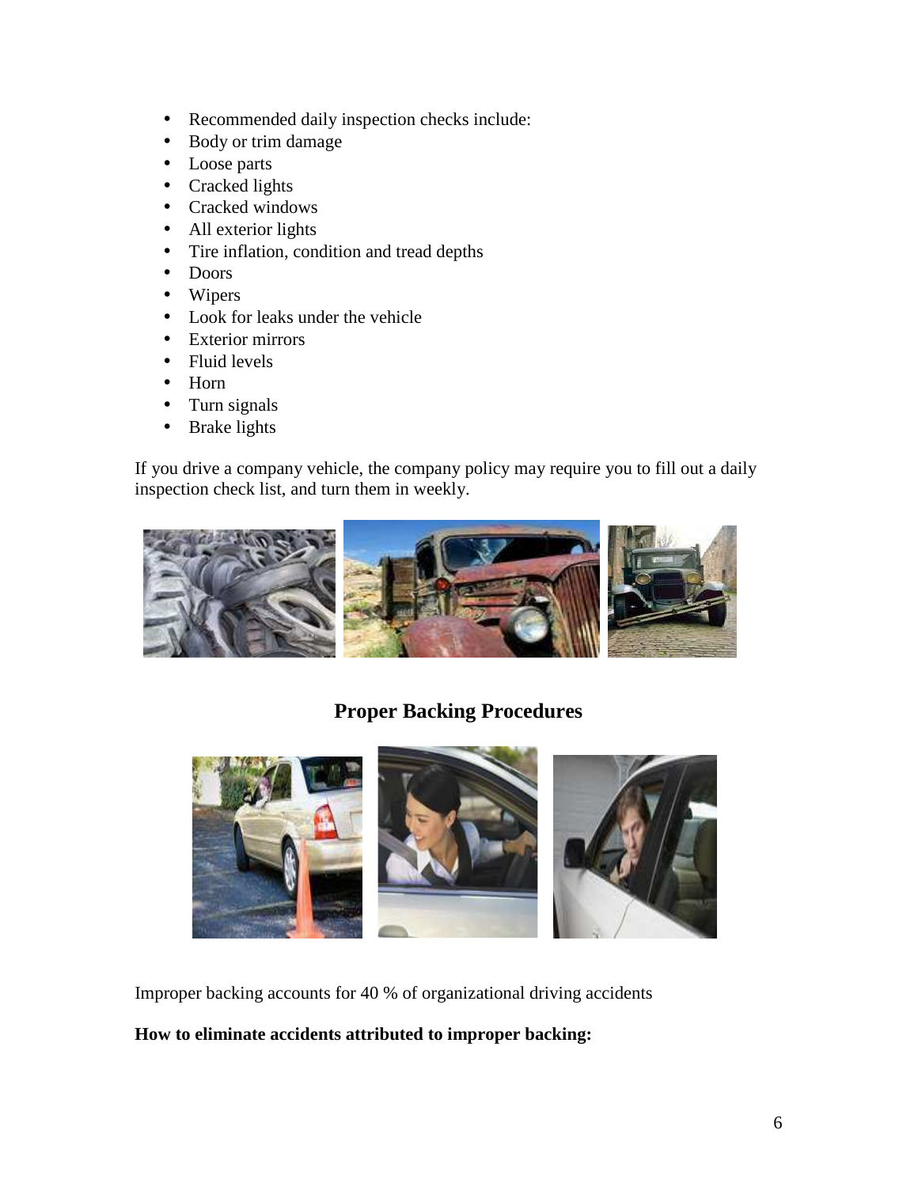- Recommended daily inspection checks include:
- Body or trim damage
- Loose parts
- Cracked lights
- Cracked windows
- All exterior lights
- Tire inflation, condition and tread depths
- Doors
- Wipers
- Look for leaks under the vehicle
- Exterior mirrors
- Fluid levels
- Horn
- Turn signals
- Brake lights

If you drive a company vehicle, the company policy may require you to fill out a daily inspection check list, and turn them in weekly.

## Proper Backing Procedures

Improper backing accounts for 40 % of organizational driving accidents

**How to eliminate accidents attributed to improper backing:**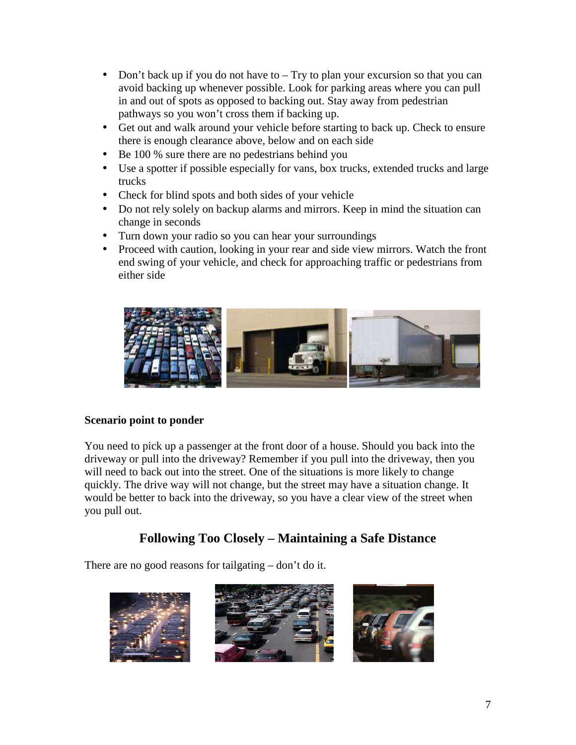- Don't back up if you do not have to – Try to plan your excursion so that you can avoid backing up whenever possible. Look for parking areas where you can pull in and out of spots as opposed to backing out. Stay away from pedestrian pathways so you won't cross them if backing up.
- Get out and walk around your vehicle before starting to back up. Check to ensure there is enough clearance above, below and on each side
- Be 100 % sure there are no pedestrians behind you
- Use a spotter if possible especially for vans, box trucks, extended trucks and large trucks
- Check for blind spots and both sides of your vehicle
- Do not rely solely on backup alarms and mirrors. Keep in mind the situation can change in seconds
- Turn down your radio so you can hear your surroundings
- Proceed with caution, looking in your rear and side view mirrors. Watch the front end swing of your vehicle, and check for approaching traffic or pedestrians from either side

**Scenario point to ponder**

You need to pick up a passenger at the front door of a house. Should you back into the driveway or pull into the driveway? Remember if you pull into the driveway, then you will need to back out into the street. One of the situations is more likely to change quickly. The drive way will not change, but the street may have a situation change. It would be better to back into the driveway, so you have a clear view of the street when you pull out.

## Following Too Closely – Maintaining a Safe Distance

There are no good reasons for tailgating – don't do it.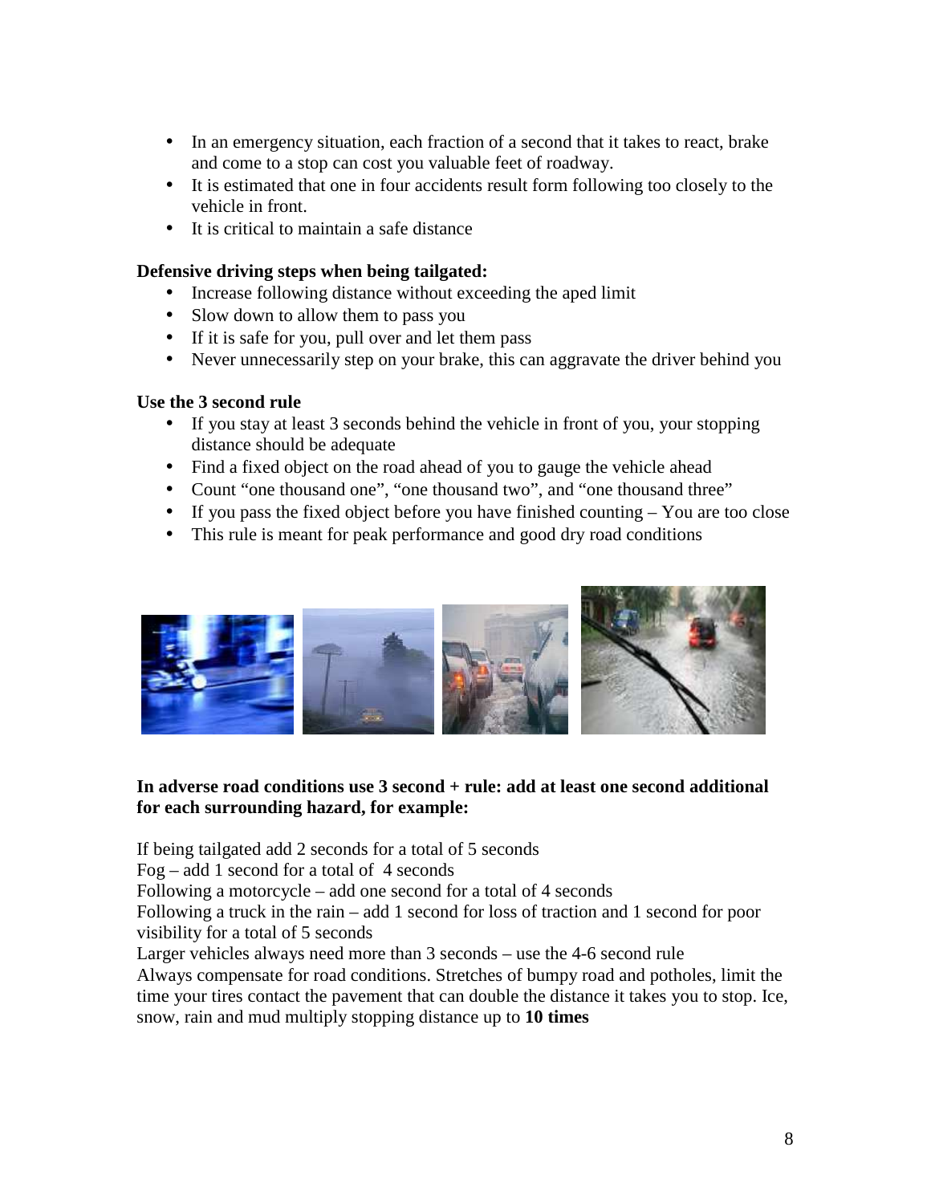- In an emergency situation, each fraction of a second that it takes to react, brake and come to a stop can cost you valuable feet of roadway.
- It is estimated that one in four accidents result form following too closely to the vehicle in front.
- It is critical to maintain a safe distance

**Defensive driving steps when being tailgated:**

- Increase following distance without exceeding the aped limit
- Slow down to allow them to pass you
- If it is safe for you, pull over and let them pass
- Never unnecessarily step on your brake, this can aggravate the driver behind you

**Use the 3 second rule**

- If you stay at least 3 seconds behind the vehicle in front of you, your stopping distance should be adequate
- Find a fixed object on the road ahead of you to gauge the vehicle ahead
- Count "one thousand one", "one thousand two", and "one thousand three"
- If you pass the fixed object before you have finished counting – You are too close
- This rule is meant for peak performance and good dry road conditions

**In adverse road conditions use 3 second + rule: add at least one second additional for each surrounding hazard, for example:**

If being tailgated add 2 seconds for a total of 5 seconds
Fog – add 1 second for a total of 4 seconds
Following a motorcycle – add one second for a total of 4 seconds
Following a truck in the rain – add 1 second for loss of traction and 1 second for poor visibility for a total of 5 seconds
Larger vehicles always need more than 3 seconds – use the 4-6 second rule
Always compensate for road conditions. Stretches of bumpy road and potholes, limit the time your tires contact the pavement that can double the distance it takes you to stop. Ice, snow, rain and mud multiply stopping distance up to **10 times**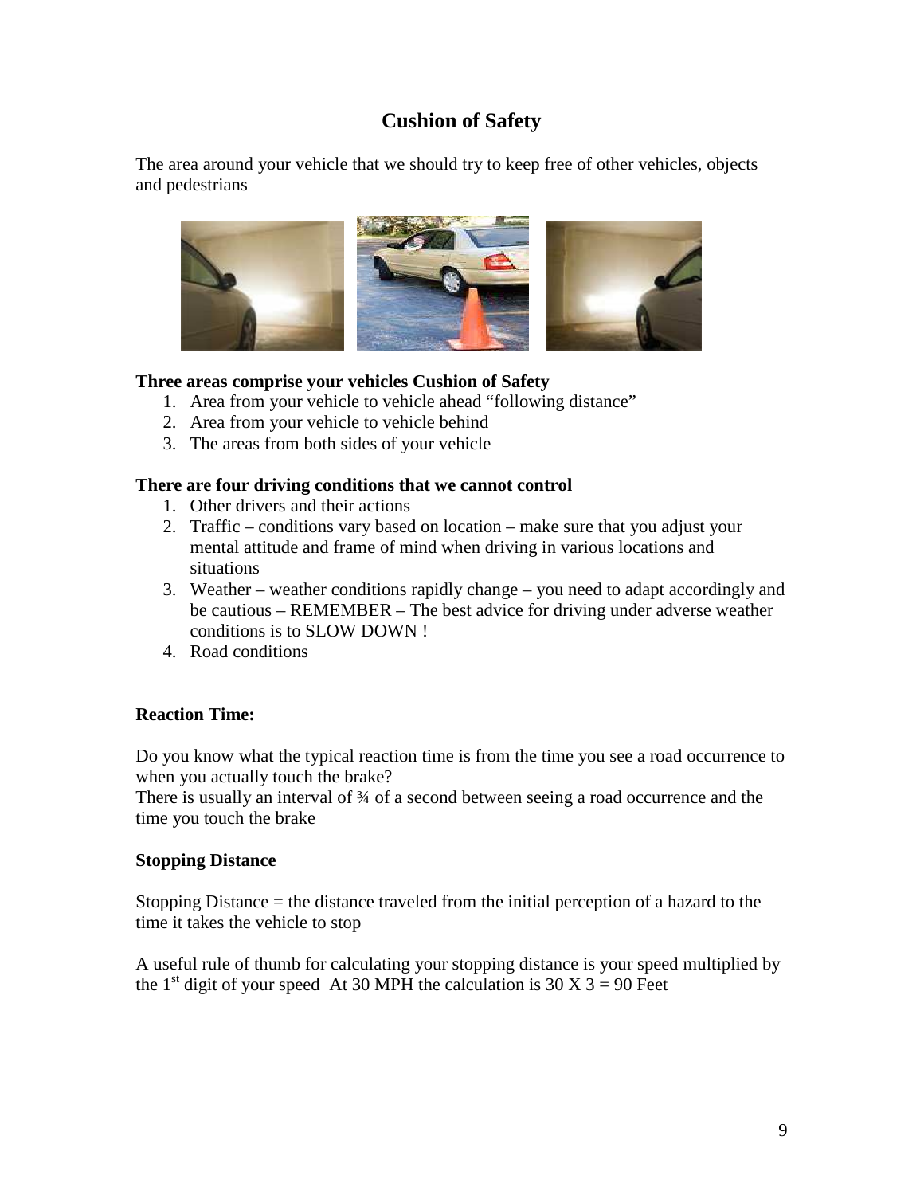# Cushion of Safety

The area around your vehicle that we should try to keep free of other vehicles, objects and pedestrians

**Three areas comprise your vehicles Cushion of Safety**

1. Area from your vehicle to vehicle ahead "following distance"
2. Area from your vehicle to vehicle behind
3. The areas from both sides of your vehicle

**There are four driving conditions that we cannot control**

1. Other drivers and their actions
2. Traffic – conditions vary based on location – make sure that you adjust your mental attitude and frame of mind when driving in various locations and situations
3. Weather – weather conditions rapidly change – you need to adapt accordingly and be cautious – REMEMBER – The best advice for driving under adverse weather conditions is to SLOW DOWN !
4. Road conditions

**Reaction Time:**

Do you know what the typical reaction time is from the time you see a road occurrence to when you actually touch the brake?
There is usually an interval of ¾ of a second between seeing a road occurrence and the time you touch the brake

**Stopping Distance**

Stopping Distance = the distance traveled from the initial perception of a hazard to the time it takes the vehicle to stop

A useful rule of thumb for calculating your stopping distance is your speed multiplied by the 1st digit of your speed At 30 MPH the calculation is 30 X 3 = 90 Feet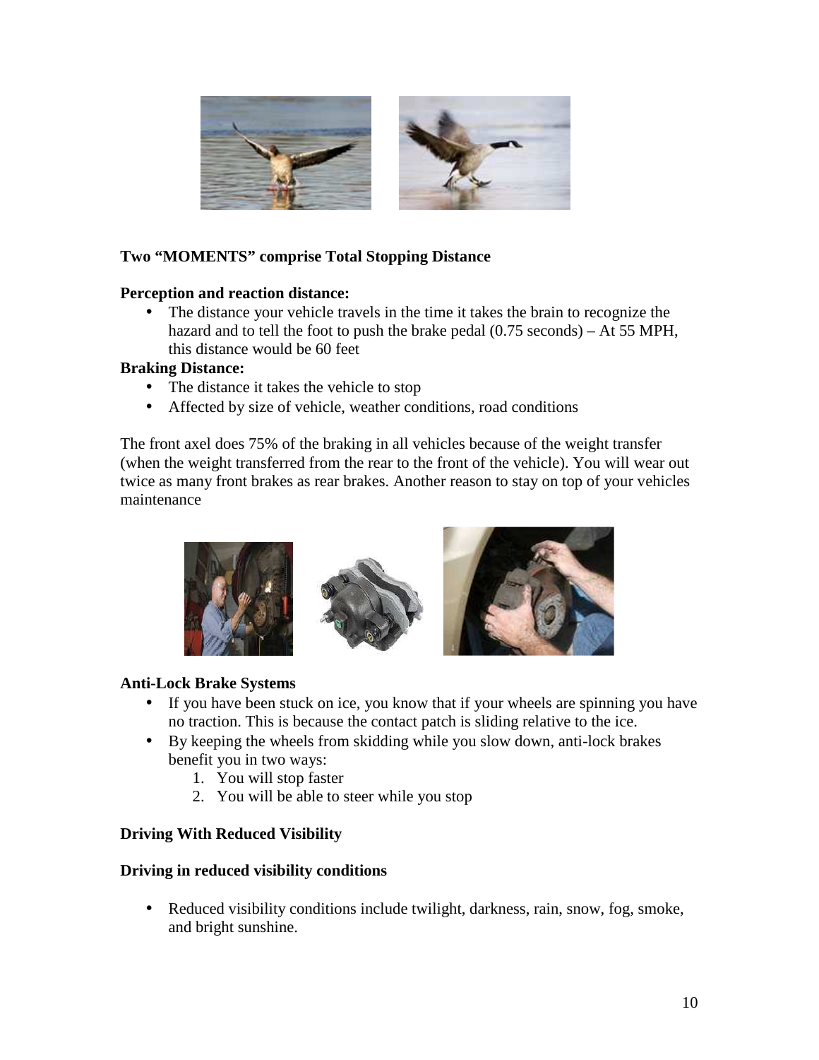**Two "MOMENTS" comprise Total Stopping Distance**

**Perception and reaction distance:**

- The distance your vehicle travels in the time it takes the brain to recognize the hazard and to tell the foot to push the brake pedal (0.75 seconds) – At 55 MPH, this distance would be 60 feet

**Braking Distance:**

- The distance it takes the vehicle to stop
- Affected by size of vehicle, weather conditions, road conditions

The front axel does 75% of the braking in all vehicles because of the weight transfer (when the weight transferred from the rear to the front of the vehicle). You will wear out twice as many front brakes as rear brakes. Another reason to stay on top of your vehicles maintenance

**Anti-Lock Brake Systems**

- If you have been stuck on ice, you know that if your wheels are spinning you have no traction. This is because the contact patch is sliding relative to the ice.
- By keeping the wheels from skidding while you slow down, anti-lock brakes benefit you in two ways:
  1. You will stop faster
  2. You will be able to steer while you stop

**Driving With Reduced Visibility**

**Driving in reduced visibility conditions**

- Reduced visibility conditions include twilight, darkness, rain, snow, fog, smoke, and bright sunshine.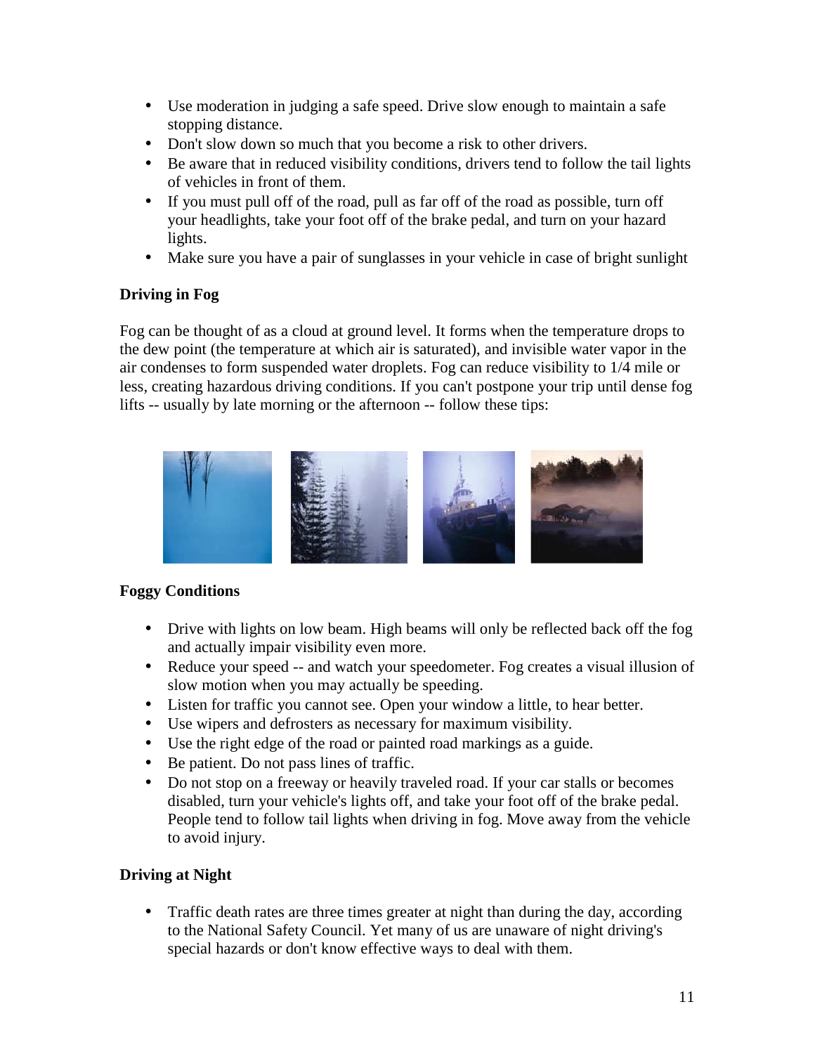- Use moderation in judging a safe speed. Drive slow enough to maintain a safe stopping distance.
- Don't slow down so much that you become a risk to other drivers.
- Be aware that in reduced visibility conditions, drivers tend to follow the tail lights of vehicles in front of them.
- If you must pull off of the road, pull as far off of the road as possible, turn off your headlights, take your foot off of the brake pedal, and turn on your hazard lights.
- Make sure you have a pair of sunglasses in your vehicle in case of bright sunlight

**Driving in Fog**

Fog can be thought of as a cloud at ground level. It forms when the temperature drops to the dew point (the temperature at which air is saturated), and invisible water vapor in the air condenses to form suspended water droplets. Fog can reduce visibility to 1/4 mile or less, creating hazardous driving conditions. If you can't postpone your trip until dense fog lifts -- usually by late morning or the afternoon -- follow these tips:

**Foggy Conditions**

- Drive with lights on low beam. High beams will only be reflected back off the fog and actually impair visibility even more.
- Reduce your speed -- and watch your speedometer. Fog creates a visual illusion of slow motion when you may actually be speeding.
- Listen for traffic you cannot see. Open your window a little, to hear better.
- Use wipers and defrosters as necessary for maximum visibility.
- Use the right edge of the road or painted road markings as a guide.
- Be patient. Do not pass lines of traffic.
- Do not stop on a freeway or heavily traveled road. If your car stalls or becomes disabled, turn your vehicle's lights off, and take your foot off of the brake pedal. People tend to follow tail lights when driving in fog. Move away from the vehicle to avoid injury.

**Driving at Night**

- Traffic death rates are three times greater at night than during the day, according to the National Safety Council. Yet many of us are unaware of night driving's special hazards or don't know effective ways to deal with them.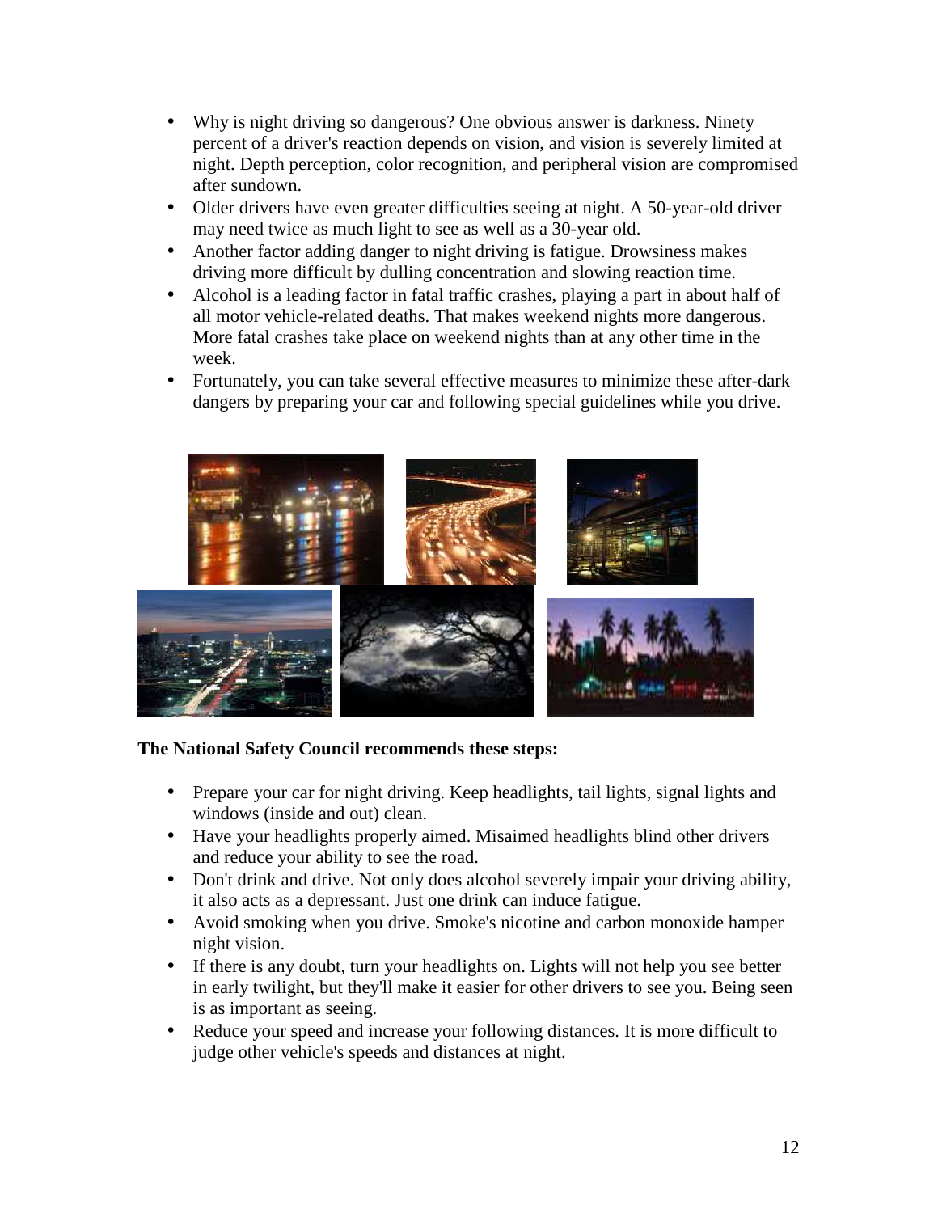- Why is night driving so dangerous? One obvious answer is darkness. Ninety percent of a driver's reaction depends on vision, and vision is severely limited at night. Depth perception, color recognition, and peripheral vision are compromised after sundown.
- Older drivers have even greater difficulties seeing at night. A 50-year-old driver may need twice as much light to see as well as a 30-year old.
- Another factor adding danger to night driving is fatigue. Drowsiness makes driving more difficult by dulling concentration and slowing reaction time.
- Alcohol is a leading factor in fatal traffic crashes, playing a part in about half of all motor vehicle-related deaths. That makes weekend nights more dangerous. More fatal crashes take place on weekend nights than at any other time in the week.
- Fortunately, you can take several effective measures to minimize these after-dark dangers by preparing your car and following special guidelines while you drive.

**The National Safety Council recommends these steps:**

- Prepare your car for night driving. Keep headlights, tail lights, signal lights and windows (inside and out) clean.
- Have your headlights properly aimed. Misaimed headlights blind other drivers and reduce your ability to see the road.
- Don't drink and drive. Not only does alcohol severely impair your driving ability, it also acts as a depressant. Just one drink can induce fatigue.
- Avoid smoking when you drive. Smoke's nicotine and carbon monoxide hamper night vision.
- If there is any doubt, turn your headlights on. Lights will not help you see better in early twilight, but they'll make it easier for other drivers to see you. Being seen is as important as seeing.
- Reduce your speed and increase your following distances. It is more difficult to judge other vehicle's speeds and distances at night.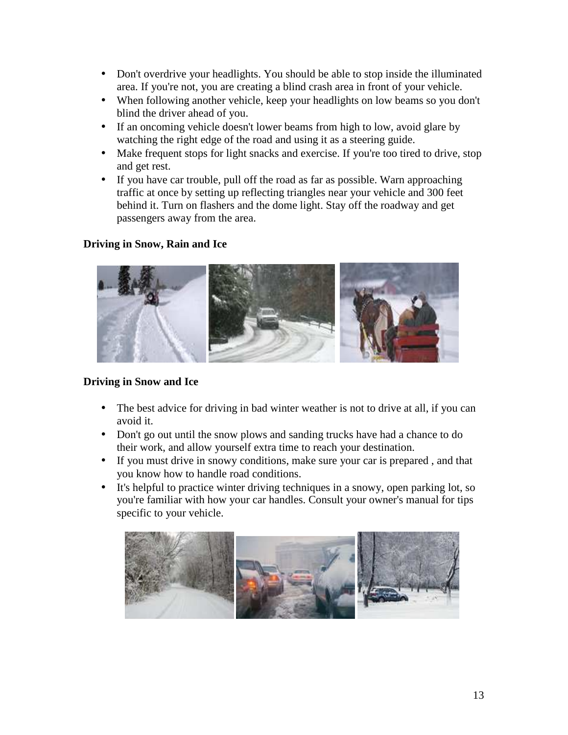- Don't overdrive your headlights. You should be able to stop inside the illuminated area. If you're not, you are creating a blind crash area in front of your vehicle.
- When following another vehicle, keep your headlights on low beams so you don't blind the driver ahead of you.
- If an oncoming vehicle doesn't lower beams from high to low, avoid glare by watching the right edge of the road and using it as a steering guide.
- Make frequent stops for light snacks and exercise. If you're too tired to drive, stop and get rest.
- If you have car trouble, pull off the road as far as possible. Warn approaching traffic at once by setting up reflecting triangles near your vehicle and 300 feet behind it. Turn on flashers and the dome light. Stay off the roadway and get passengers away from the area.

**Driving in Snow, Rain and Ice**

**Driving in Snow and Ice**

- The best advice for driving in bad winter weather is not to drive at all, if you can avoid it.
- Don't go out until the snow plows and sanding trucks have had a chance to do their work, and allow yourself extra time to reach your destination.
- If you must drive in snowy conditions, make sure your car is prepared , and that you know how to handle road conditions.
- It's helpful to practice winter driving techniques in a snowy, open parking lot, so you're familiar with how your car handles. Consult your owner's manual for tips specific to your vehicle.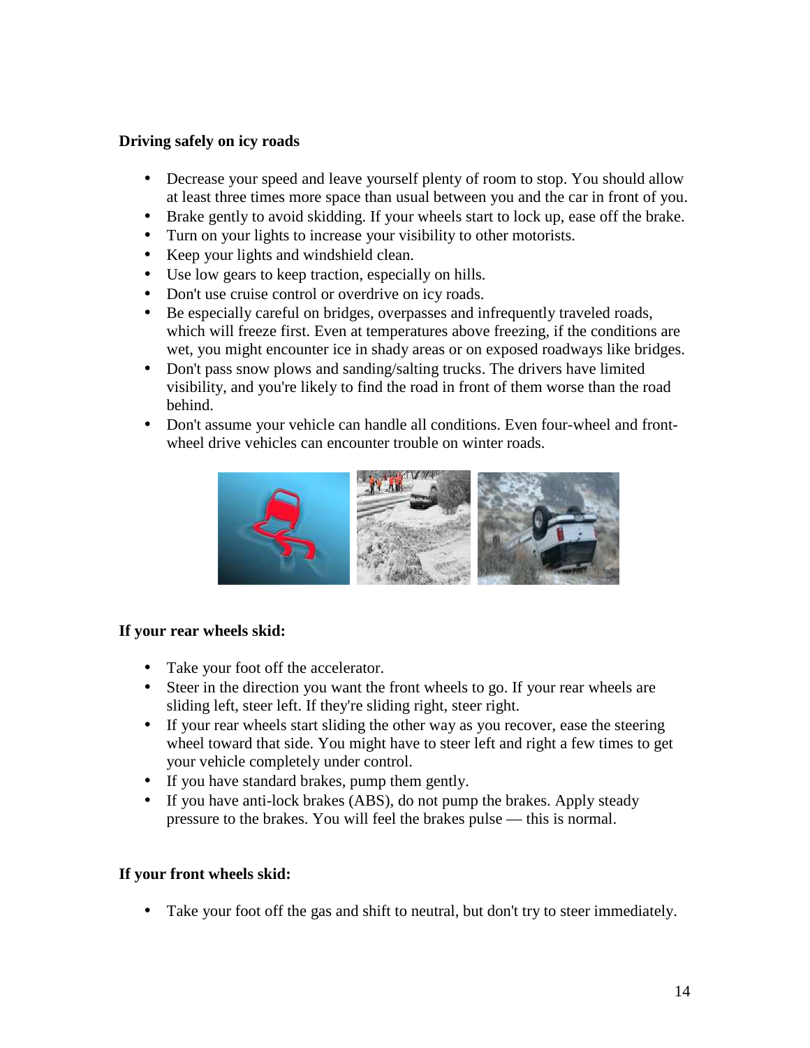**Driving safely on icy roads**

- Decrease your speed and leave yourself plenty of room to stop. You should allow at least three times more space than usual between you and the car in front of you.
- Brake gently to avoid skidding. If your wheels start to lock up, ease off the brake.
- Turn on your lights to increase your visibility to other motorists.
- Keep your lights and windshield clean.
- Use low gears to keep traction, especially on hills.
- Don't use cruise control or overdrive on icy roads.
- Be especially careful on bridges, overpasses and infrequently traveled roads, which will freeze first. Even at temperatures above freezing, if the conditions are wet, you might encounter ice in shady areas or on exposed roadways like bridges.
- Don't pass snow plows and sanding/salting trucks. The drivers have limited visibility, and you're likely to find the road in front of them worse than the road behind.
- Don't assume your vehicle can handle all conditions. Even four-wheel and front-wheel drive vehicles can encounter trouble on winter roads.

**If your rear wheels skid:**

- Take your foot off the accelerator.
- Steer in the direction you want the front wheels to go. If your rear wheels are sliding left, steer left. If they're sliding right, steer right.
- If your rear wheels start sliding the other way as you recover, ease the steering wheel toward that side. You might have to steer left and right a few times to get your vehicle completely under control.
- If you have standard brakes, pump them gently.
- If you have anti-lock brakes (ABS), do not pump the brakes. Apply steady pressure to the brakes. You will feel the brakes pulse — this is normal.

**If your front wheels skid:**

- Take your foot off the gas and shift to neutral, but don't try to steer immediately.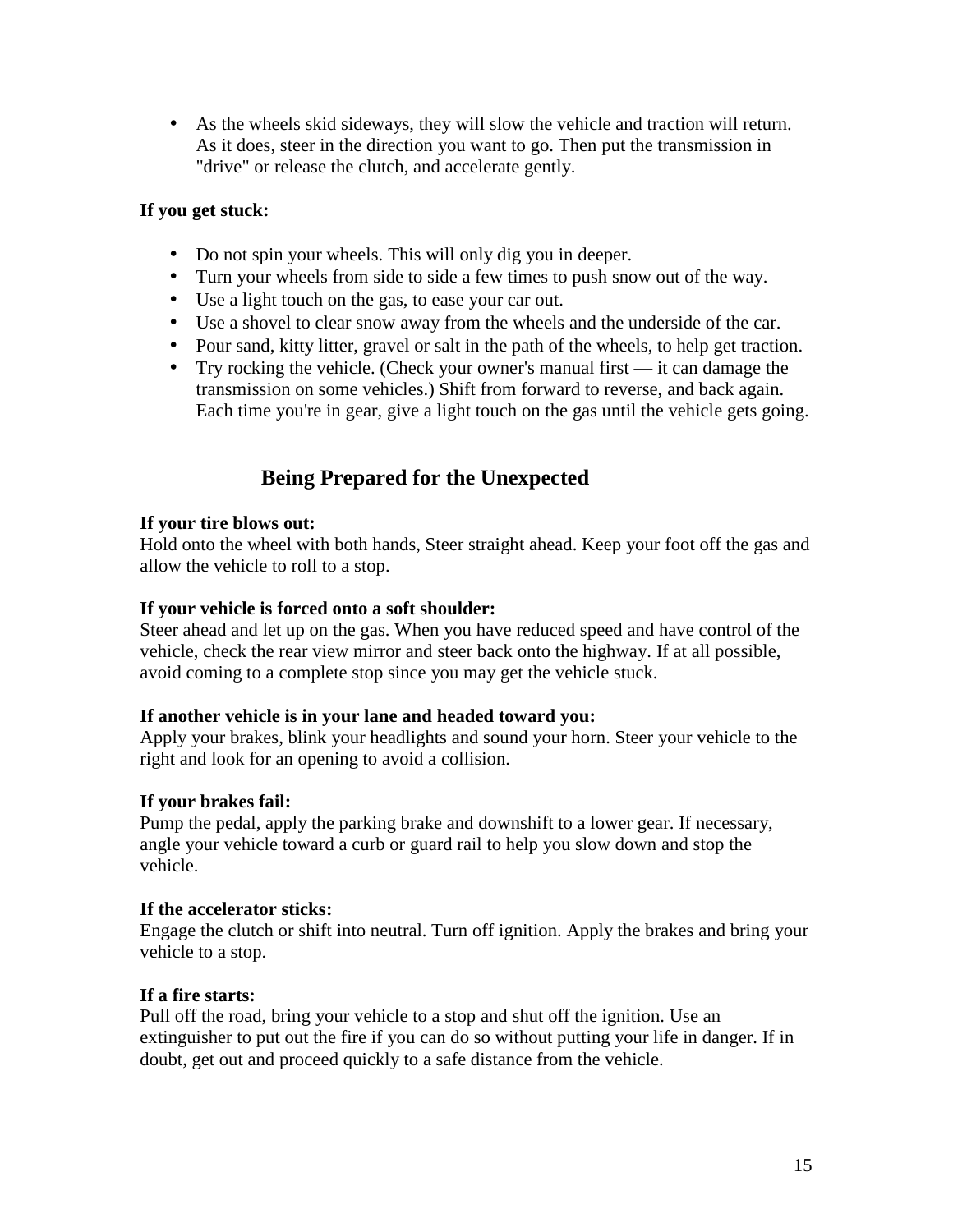- As the wheels skid sideways, they will slow the vehicle and traction will return. As it does, steer in the direction you want to go. Then put the transmission in "drive" or release the clutch, and accelerate gently.

**If you get stuck:**

- Do not spin your wheels. This will only dig you in deeper.
- Turn your wheels from side to side a few times to push snow out of the way.
- Use a light touch on the gas, to ease your car out.
- Use a shovel to clear snow away from the wheels and the underside of the car.
- Pour sand, kitty litter, gravel or salt in the path of the wheels, to help get traction.
- Try rocking the vehicle. (Check your owner's manual first — it can damage the transmission on some vehicles.) Shift from forward to reverse, and back again. Each time you're in gear, give a light touch on the gas until the vehicle gets going.

## Being Prepared for the Unexpected

**If your tire blows out:**
Hold onto the wheel with both hands, Steer straight ahead. Keep your foot off the gas and allow the vehicle to roll to a stop.

**If your vehicle is forced onto a soft shoulder:**
Steer ahead and let up on the gas. When you have reduced speed and have control of the vehicle, check the rear view mirror and steer back onto the highway. If at all possible, avoid coming to a complete stop since you may get the vehicle stuck.

**If another vehicle is in your lane and headed toward you:**
Apply your brakes, blink your headlights and sound your horn. Steer your vehicle to the right and look for an opening to avoid a collision.

**If your brakes fail:**
Pump the pedal, apply the parking brake and downshift to a lower gear. If necessary, angle your vehicle toward a curb or guard rail to help you slow down and stop the vehicle.

**If the accelerator sticks:**
Engage the clutch or shift into neutral. Turn off ignition. Apply the brakes and bring your vehicle to a stop.

**If a fire starts:**
Pull off the road, bring your vehicle to a stop and shut off the ignition. Use an extinguisher to put out the fire if you can do so without putting your life in danger. If in doubt, get out and proceed quickly to a safe distance from the vehicle.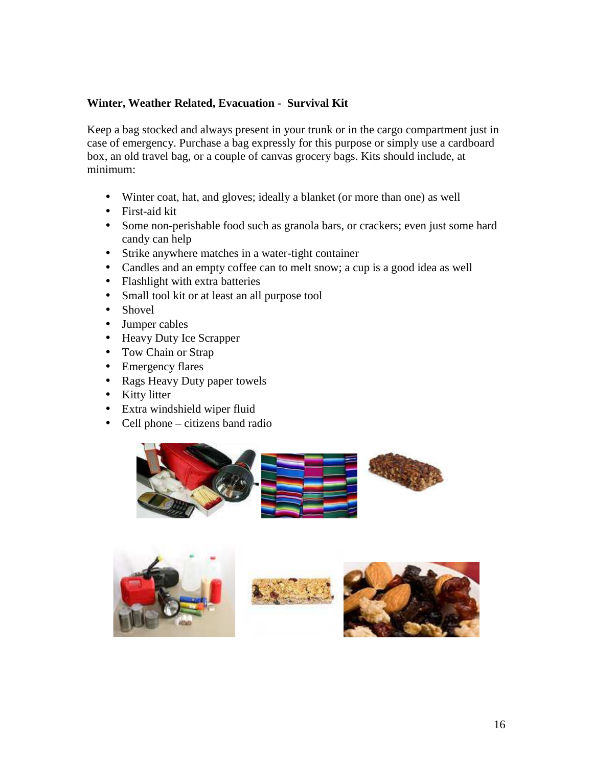**Winter, Weather Related, Evacuation - Survival Kit**

Keep a bag stocked and always present in your trunk or in the cargo compartment just in case of emergency. Purchase a bag expressly for this purpose or simply use a cardboard box, an old travel bag, or a couple of canvas grocery bags. Kits should include, at minimum:

- Winter coat, hat, and gloves; ideally a blanket (or more than one) as well
- First-aid kit
- Some non-perishable food such as granola bars, or crackers; even just some hard candy can help
- Strike anywhere matches in a water-tight container
- Candles and an empty coffee can to melt snow; a cup is a good idea as well
- Flashlight with extra batteries
- Small tool kit or at least an all purpose tool
- Shovel
- Jumper cables
- Heavy Duty Ice Scrapper
- Tow Chain or Strap
- Emergency flares
- Rags Heavy Duty paper towels
- Kitty litter
- Extra windshield wiper fluid
- Cell phone – citizens band radio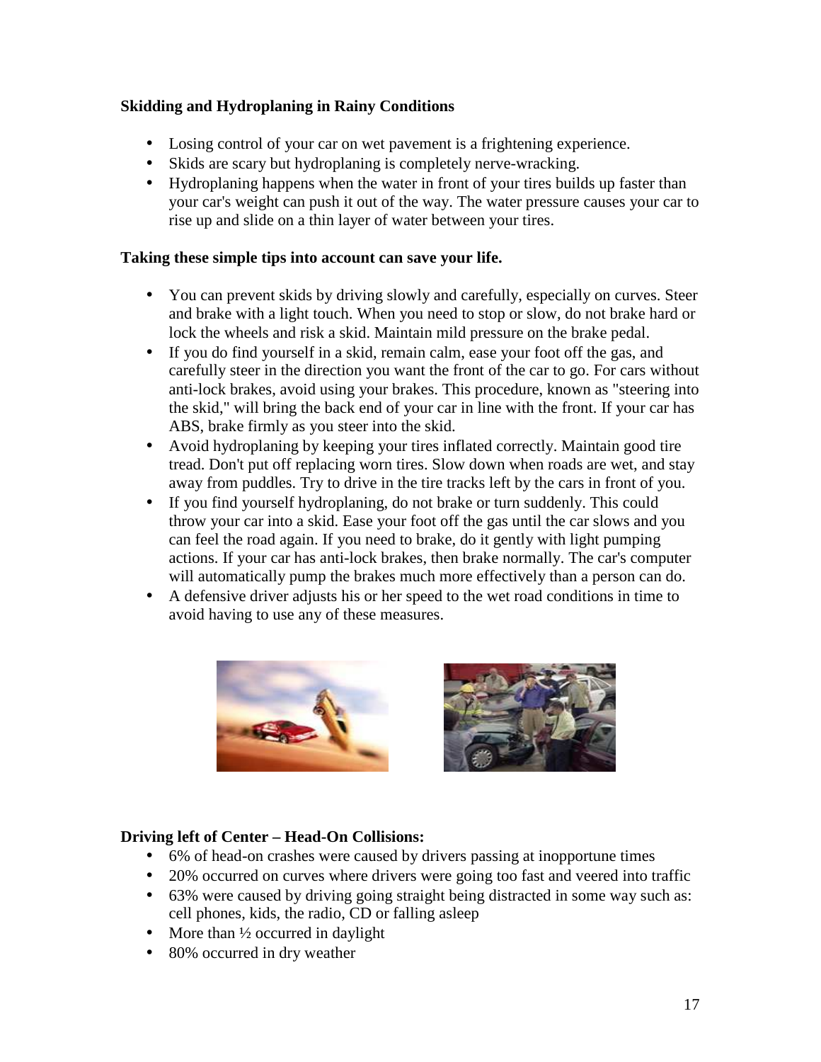**Skidding and Hydroplaning in Rainy Conditions**

- Losing control of your car on wet pavement is a frightening experience.
- Skids are scary but hydroplaning is completely nerve-wracking.
- Hydroplaning happens when the water in front of your tires builds up faster than your car's weight can push it out of the way. The water pressure causes your car to rise up and slide on a thin layer of water between your tires.

**Taking these simple tips into account can save your life.**

- You can prevent skids by driving slowly and carefully, especially on curves. Steer and brake with a light touch. When you need to stop or slow, do not brake hard or lock the wheels and risk a skid. Maintain mild pressure on the brake pedal.
- If you do find yourself in a skid, remain calm, ease your foot off the gas, and carefully steer in the direction you want the front of the car to go. For cars without anti-lock brakes, avoid using your brakes. This procedure, known as "steering into the skid," will bring the back end of your car in line with the front. If your car has ABS, brake firmly as you steer into the skid.
- Avoid hydroplaning by keeping your tires inflated correctly. Maintain good tire tread. Don't put off replacing worn tires. Slow down when roads are wet, and stay away from puddles. Try to drive in the tire tracks left by the cars in front of you.
- If you find yourself hydroplaning, do not brake or turn suddenly. This could throw your car into a skid. Ease your foot off the gas until the car slows and you can feel the road again. If you need to brake, do it gently with light pumping actions. If your car has anti-lock brakes, then brake normally. The car's computer will automatically pump the brakes much more effectively than a person can do.
- A defensive driver adjusts his or her speed to the wet road conditions in time to avoid having to use any of these measures.

**Driving left of Center – Head-On Collisions:**

- 6% of head-on crashes were caused by drivers passing at inopportune times
- 20% occurred on curves where drivers were going too fast and veered into traffic
- 63% were caused by driving going straight being distracted in some way such as: cell phones, kids, the radio, CD or falling asleep
- More than ½ occurred in daylight
- 80% occurred in dry weather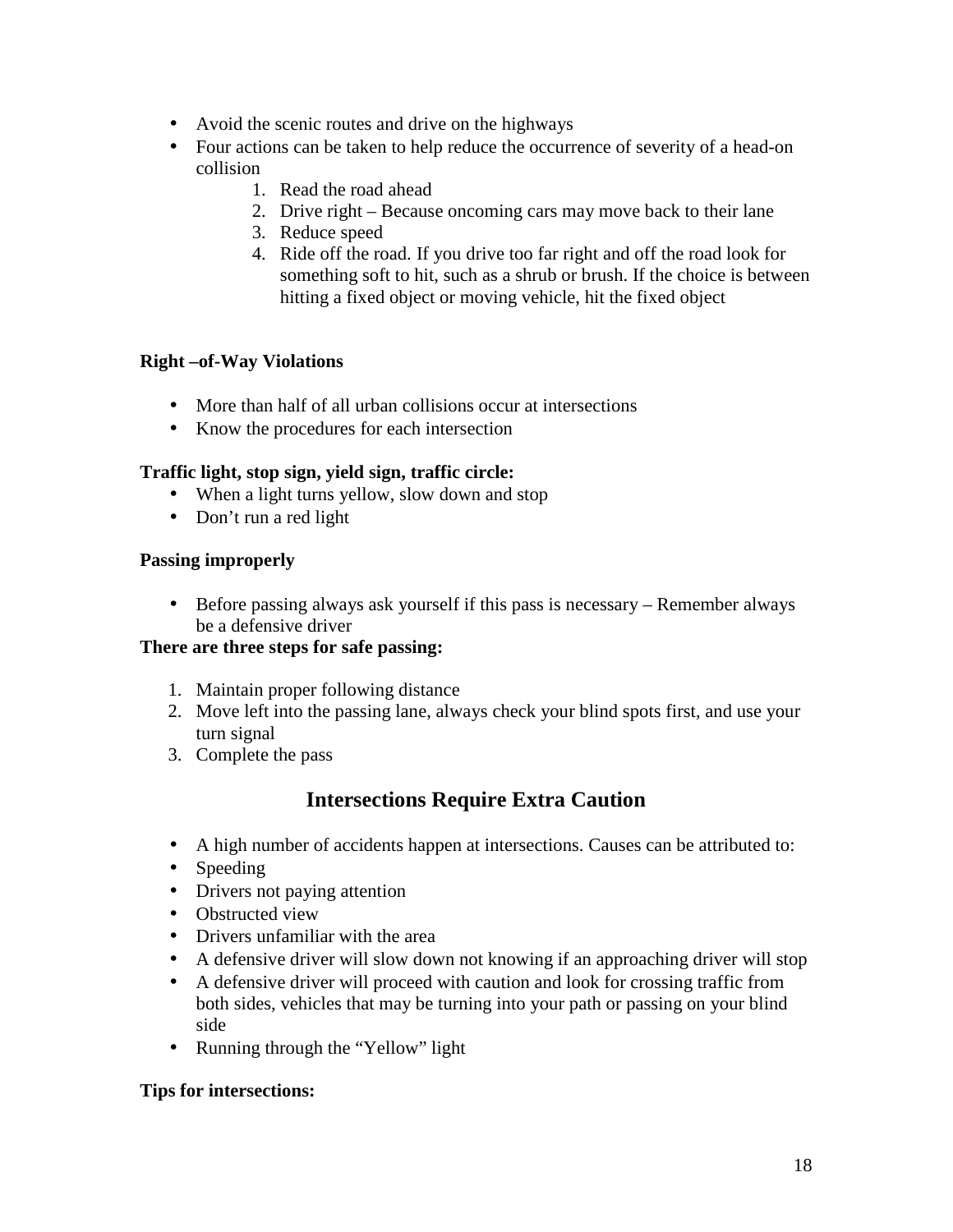- Avoid the scenic routes and drive on the highways
- Four actions can be taken to help reduce the occurrence of severity of a head-on collision
    1. Read the road ahead
    2. Drive right – Because oncoming cars may move back to their lane
    3. Reduce speed
    4. Ride off the road. If you drive too far right and off the road look for something soft to hit, such as a shrub or brush. If the choice is between hitting a fixed object or moving vehicle, hit the fixed object

**Right –of-Way Violations**

- More than half of all urban collisions occur at intersections
- Know the procedures for each intersection

**Traffic light, stop sign, yield sign, traffic circle:**

- When a light turns yellow, slow down and stop
- Don't run a red light

**Passing improperly**

- Before passing always ask yourself if this pass is necessary – Remember always be a defensive driver

**There are three steps for safe passing:**

1. Maintain proper following distance
2. Move left into the passing lane, always check your blind spots first, and use your turn signal
3. Complete the pass

## Intersections Require Extra Caution

- A high number of accidents happen at intersections. Causes can be attributed to:
- Speeding
- Drivers not paying attention
- Obstructed view
- Drivers unfamiliar with the area
- A defensive driver will slow down not knowing if an approaching driver will stop
- A defensive driver will proceed with caution and look for crossing traffic from both sides, vehicles that may be turning into your path or passing on your blind side
- Running through the "Yellow" light

**Tips for intersections:**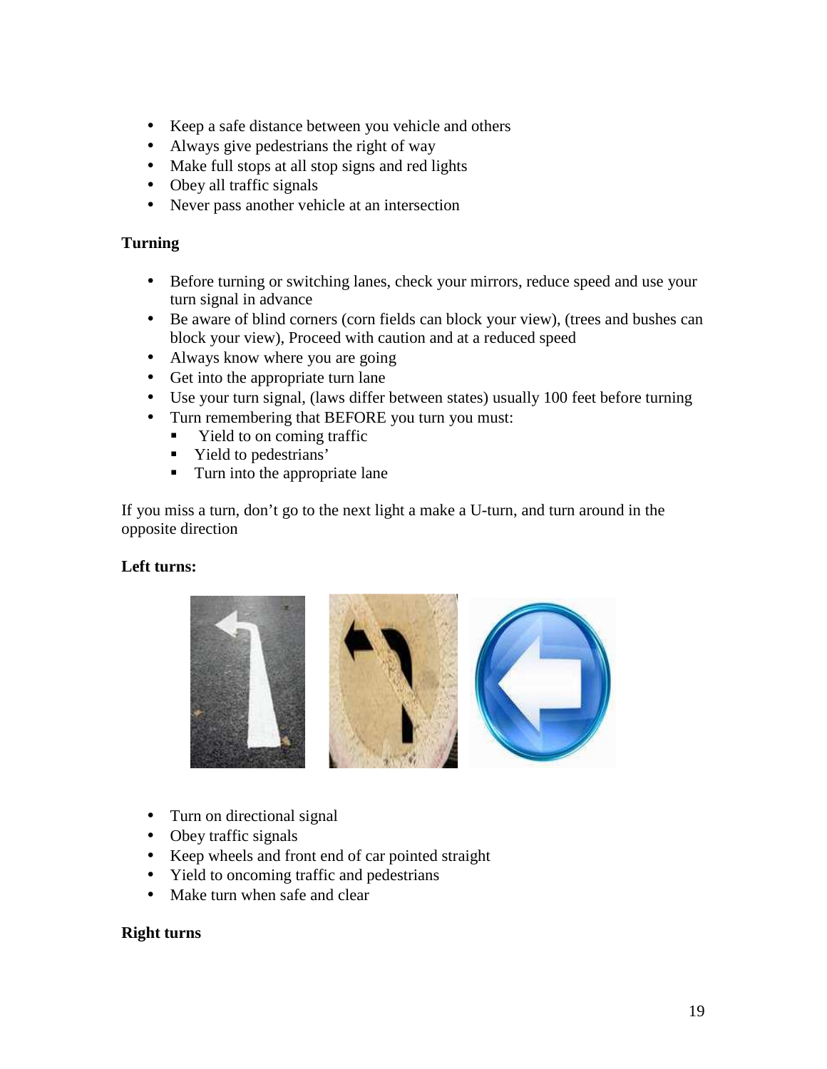- Keep a safe distance between you vehicle and others
- Always give pedestrians the right of way
- Make full stops at all stop signs and red lights
- Obey all traffic signals
- Never pass another vehicle at an intersection

**Turning**

- Before turning or switching lanes, check your mirrors, reduce speed and use your turn signal in advance
- Be aware of blind corners (corn fields can block your view), (trees and bushes can block your view), Proceed with caution and at a reduced speed
- Always know where you are going
- Get into the appropriate turn lane
- Use your turn signal, (laws differ between states) usually 100 feet before turning
- Turn remembering that BEFORE you turn you must:
  - Yield to on coming traffic
  - Yield to pedestrians'
  - Turn into the appropriate lane

If you miss a turn, don't go to the next light a make a U-turn, and turn around in the opposite direction

**Left turns:**

- Turn on directional signal
- Obey traffic signals
- Keep wheels and front end of car pointed straight
- Yield to oncoming traffic and pedestrians
- Make turn when safe and clear

**Right turns**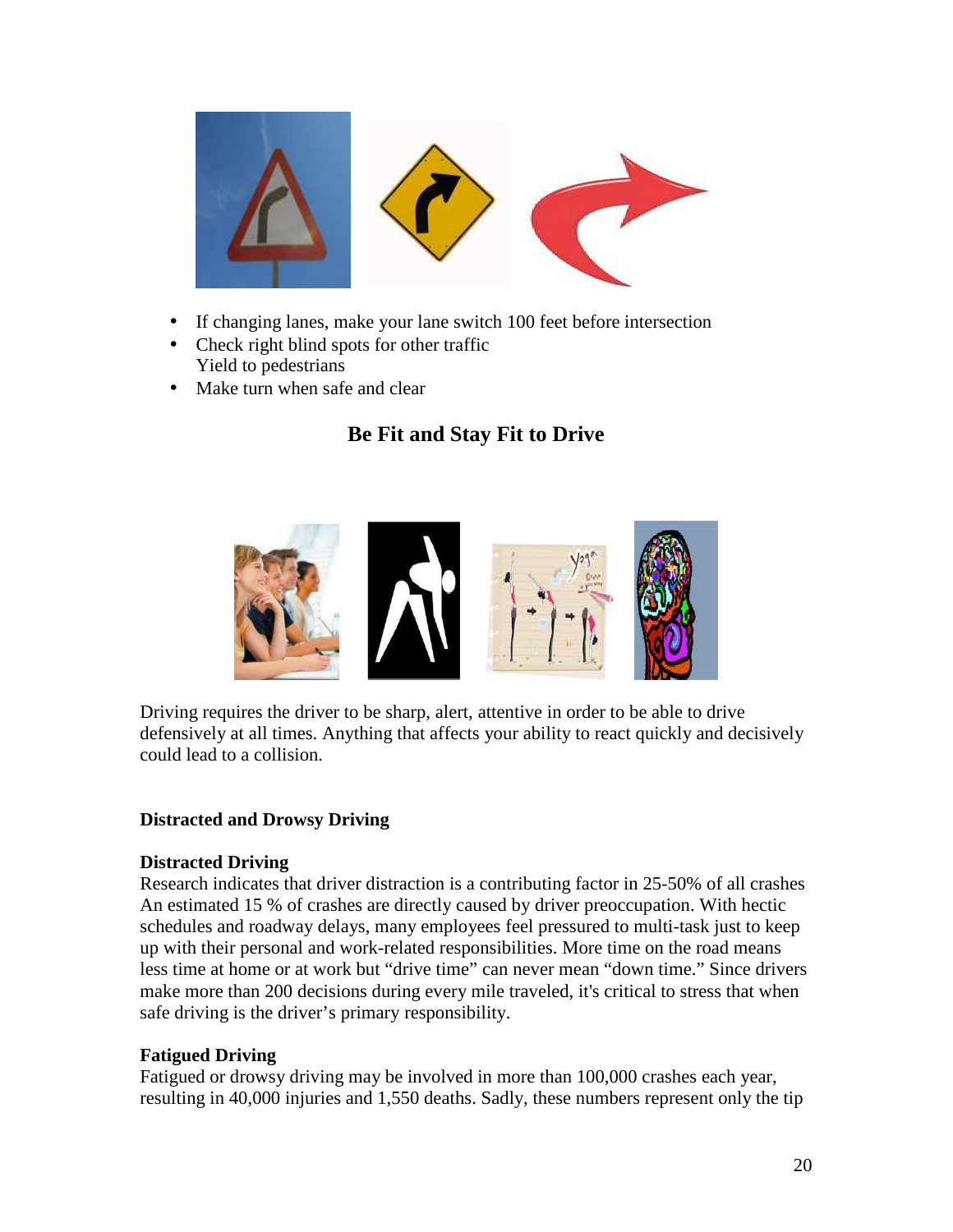- If changing lanes, make your lane switch 100 feet before intersection
- Check right blind spots for other traffic
  Yield to pedestrians
- Make turn when safe and clear

## Be Fit and Stay Fit to Drive

Driving requires the driver to be sharp, alert, attentive in order to be able to drive defensively at all times. Anything that affects your ability to react quickly and decisively could lead to a collision.

**Distracted and Drowsy Driving**

**Distracted Driving**
Research indicates that driver distraction is a contributing factor in 25-50% of all crashes An estimated 15 % of crashes are directly caused by driver preoccupation. With hectic schedules and roadway delays, many employees feel pressured to multi-task just to keep up with their personal and work-related responsibilities. More time on the road means less time at home or at work but "drive time" can never mean "down time." Since drivers make more than 200 decisions during every mile traveled, it's critical to stress that when safe driving is the driver's primary responsibility.

**Fatigued Driving**
Fatigued or drowsy driving may be involved in more than 100,000 crashes each year, resulting in 40,000 injuries and 1,550 deaths. Sadly, these numbers represent only the tip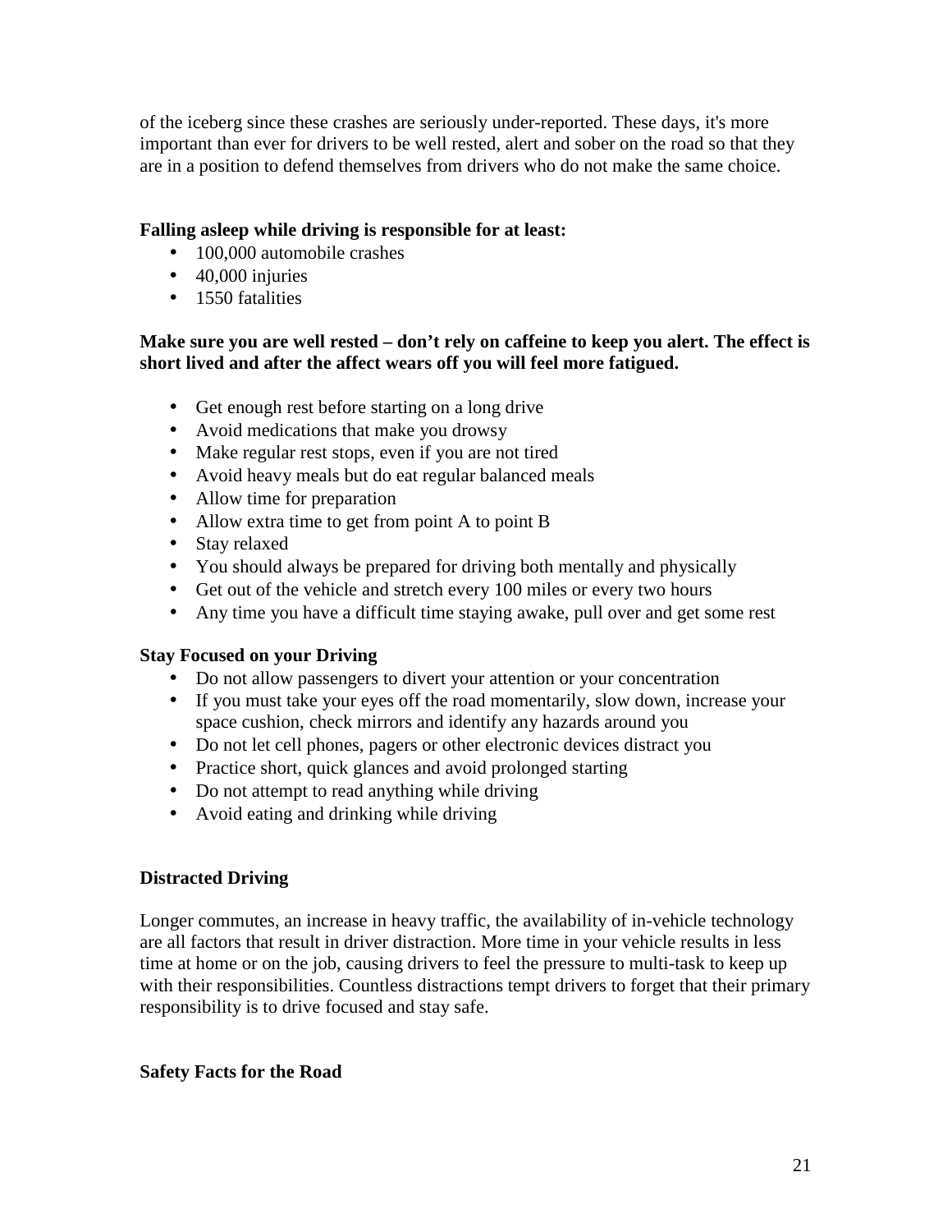of the iceberg since these crashes are seriously under-reported. These days, it's more important than ever for drivers to be well rested, alert and sober on the road so that they are in a position to defend themselves from drivers who do not make the same choice.

**Falling asleep while driving is responsible for at least:**

- 100,000 automobile crashes
- 40,000 injuries
- 1550 fatalities

**Make sure you are well rested – don't rely on caffeine to keep you alert. The effect is short lived and after the affect wears off you will feel more fatigued.**

- Get enough rest before starting on a long drive
- Avoid medications that make you drowsy
- Make regular rest stops, even if you are not tired
- Avoid heavy meals but do eat regular balanced meals
- Allow time for preparation
- Allow extra time to get from point A to point B
- Stay relaxed
- You should always be prepared for driving both mentally and physically
- Get out of the vehicle and stretch every 100 miles or every two hours
- Any time you have a difficult time staying awake, pull over and get some rest

**Stay Focused on your Driving**

- Do not allow passengers to divert your attention or your concentration
- If you must take your eyes off the road momentarily, slow down, increase your space cushion, check mirrors and identify any hazards around you
- Do not let cell phones, pagers or other electronic devices distract you
- Practice short, quick glances and avoid prolonged starting
- Do not attempt to read anything while driving
- Avoid eating and drinking while driving

**Distracted Driving**

Longer commutes, an increase in heavy traffic, the availability of in-vehicle technology are all factors that result in driver distraction. More time in your vehicle results in less time at home or on the job, causing drivers to feel the pressure to multi-task to keep up with their responsibilities. Countless distractions tempt drivers to forget that their primary responsibility is to drive focused and stay safe.

**Safety Facts for the Road**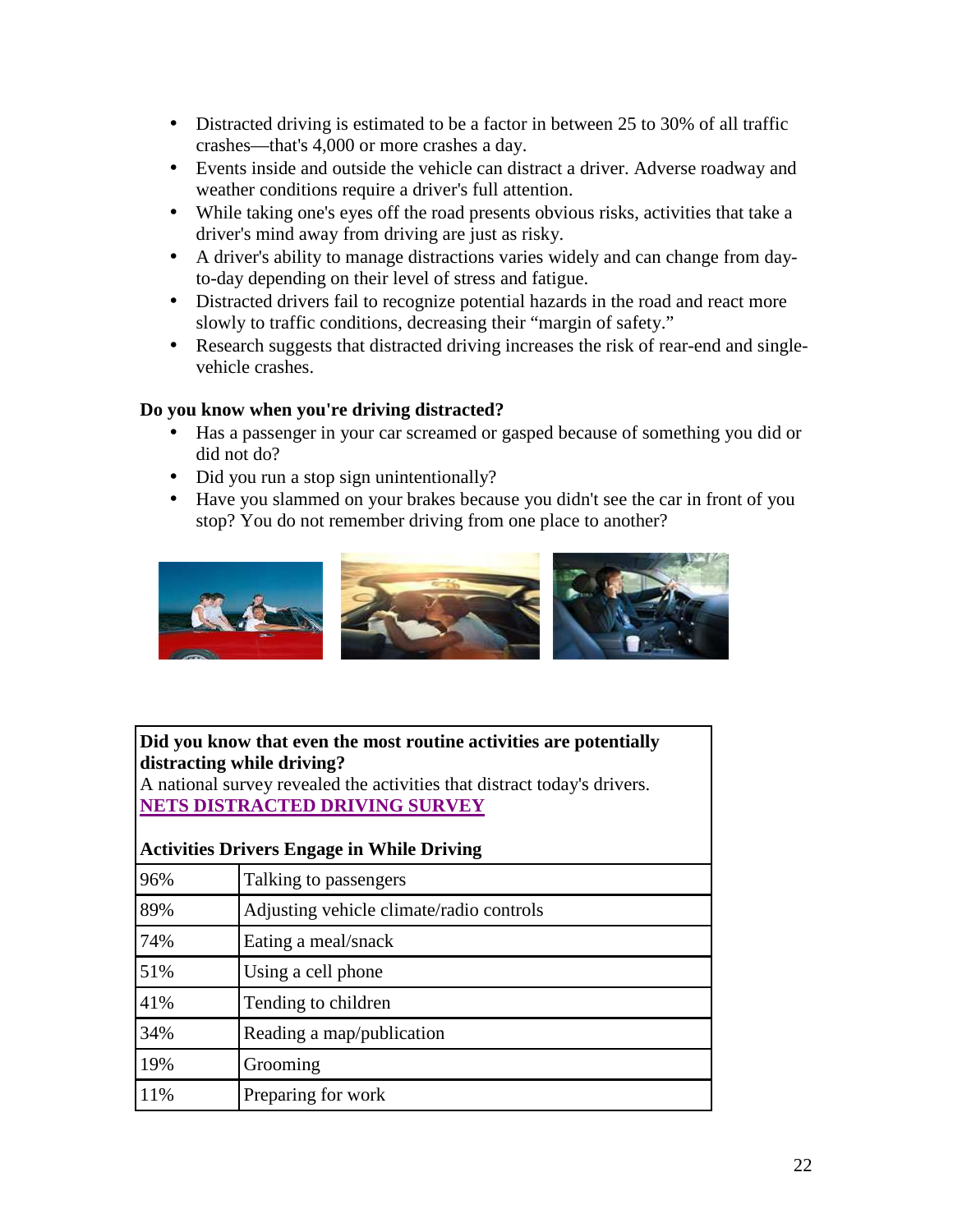- Distracted driving is estimated to be a factor in between 25 to 30% of all traffic crashes—that's 4,000 or more crashes a day.
- Events inside and outside the vehicle can distract a driver. Adverse roadway and weather conditions require a driver's full attention.
- While taking one's eyes off the road presents obvious risks, activities that take a driver's mind away from driving are just as risky.
- A driver's ability to manage distractions varies widely and can change from day-to-day depending on their level of stress and fatigue.
- Distracted drivers fail to recognize potential hazards in the road and react more slowly to traffic conditions, decreasing their "margin of safety."
- Research suggests that distracted driving increases the risk of rear-end and single-vehicle crashes.

**Do you know when you're driving distracted?**

- Has a passenger in your car screamed or gasped because of something you did or did not do?
- Did you run a stop sign unintentionally?
- Have you slammed on your brakes because you didn't see the car in front of you stop? You do not remember driving from one place to another?

**Did you know that even the most routine activities are potentially distracting while driving?**
A national survey revealed the activities that distract today's drivers.
**NETS DISTRACTED DRIVING SURVEY**

**Activities Drivers Engage in While Driving**

| | |
|---|---|
| 96% | Talking to passengers |
| 89% | Adjusting vehicle climate/radio controls |
| 74% | Eating a meal/snack |
| 51% | Using a cell phone |
| 41% | Tending to children |
| 34% | Reading a map/publication |
| 19% | Grooming |
| 11% | Preparing for work |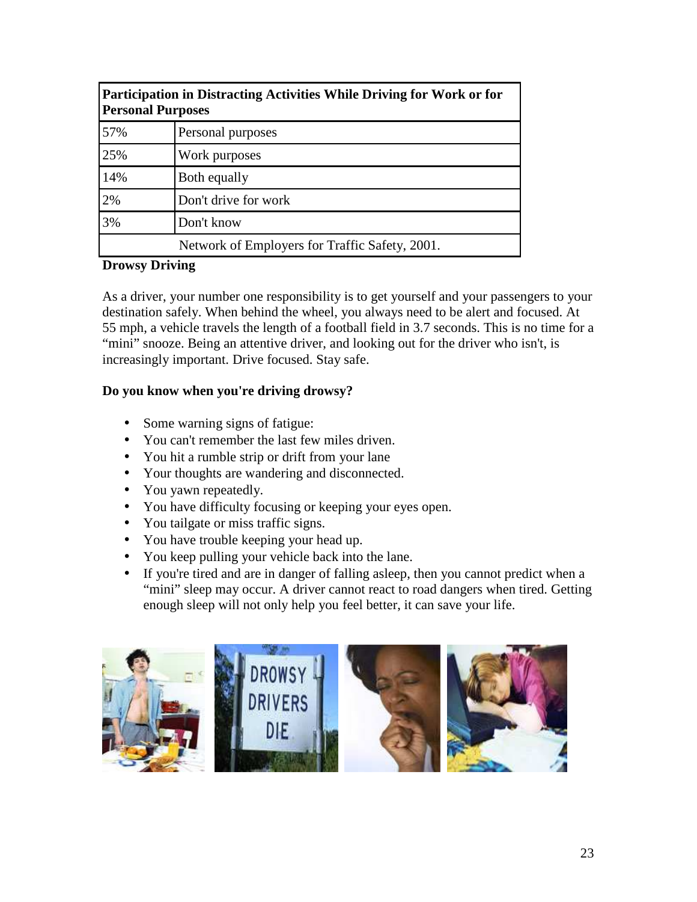| Participation in Distracting Activities While Driving for Work or for Personal Purposes | |
|---|---|
| 57% | Personal purposes |
| 25% | Work purposes |
| 14% | Both equally |
| 2% | Don't drive for work |
| 3% | Don't know |
| Network of Employers for Traffic Safety, 2001. | |

**Drowsy Driving**

As a driver, your number one responsibility is to get yourself and your passengers to your destination safely. When behind the wheel, you always need to be alert and focused. At 55 mph, a vehicle travels the length of a football field in 3.7 seconds. This is no time for a "mini" snooze. Being an attentive driver, and looking out for the driver who isn't, is increasingly important. Drive focused. Stay safe.

**Do you know when you're driving drowsy?**

- Some warning signs of fatigue:
- You can't remember the last few miles driven.
- You hit a rumble strip or drift from your lane
- Your thoughts are wandering and disconnected.
- You yawn repeatedly.
- You have difficulty focusing or keeping your eyes open.
- You tailgate or miss traffic signs.
- You have trouble keeping your head up.
- You keep pulling your vehicle back into the lane.
- If you're tired and are in danger of falling asleep, then you cannot predict when a "mini" sleep may occur. A driver cannot react to road dangers when tired. Getting enough sleep will not only help you feel better, it can save your life.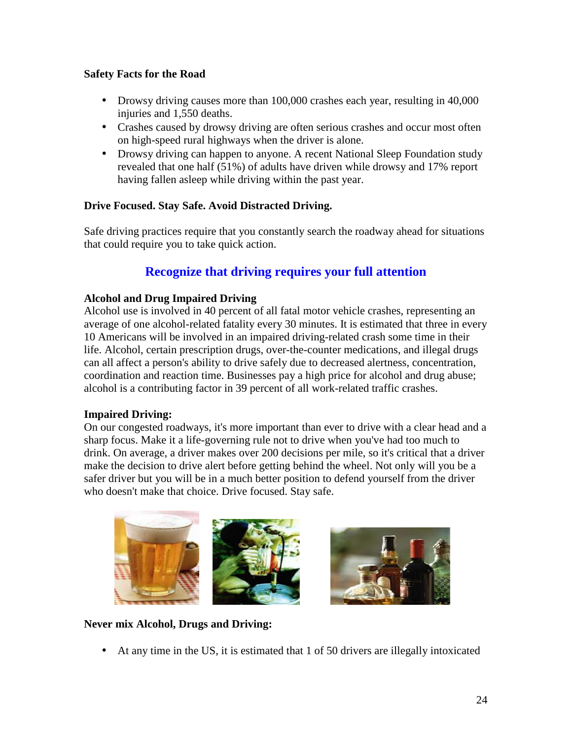**Safety Facts for the Road**

- Drowsy driving causes more than 100,000 crashes each year, resulting in 40,000 injuries and 1,550 deaths.
- Crashes caused by drowsy driving are often serious crashes and occur most often on high-speed rural highways when the driver is alone.
- Drowsy driving can happen to anyone. A recent National Sleep Foundation study revealed that one half (51%) of adults have driven while drowsy and 17% report having fallen asleep while driving within the past year.

**Drive Focused. Stay Safe. Avoid Distracted Driving.**

Safe driving practices require that you constantly search the roadway ahead for situations that could require you to take quick action.

## Recognize that driving requires your full attention

**Alcohol and Drug Impaired Driving**
Alcohol use is involved in 40 percent of all fatal motor vehicle crashes, representing an average of one alcohol-related fatality every 30 minutes. It is estimated that three in every 10 Americans will be involved in an impaired driving-related crash some time in their life. Alcohol, certain prescription drugs, over-the-counter medications, and illegal drugs can all affect a person's ability to drive safely due to decreased alertness, concentration, coordination and reaction time. Businesses pay a high price for alcohol and drug abuse; alcohol is a contributing factor in 39 percent of all work-related traffic crashes.

**Impaired Driving:**
On our congested roadways, it's more important than ever to drive with a clear head and a sharp focus. Make it a life-governing rule not to drive when you've had too much to drink. On average, a driver makes over 200 decisions per mile, so it's critical that a driver make the decision to drive alert before getting behind the wheel. Not only will you be a safer driver but you will be in a much better position to defend yourself from the driver who doesn't make that choice. Drive focused. Stay safe.

**Never mix Alcohol, Drugs and Driving:**

- At any time in the US, it is estimated that 1 of 50 drivers are illegally intoxicated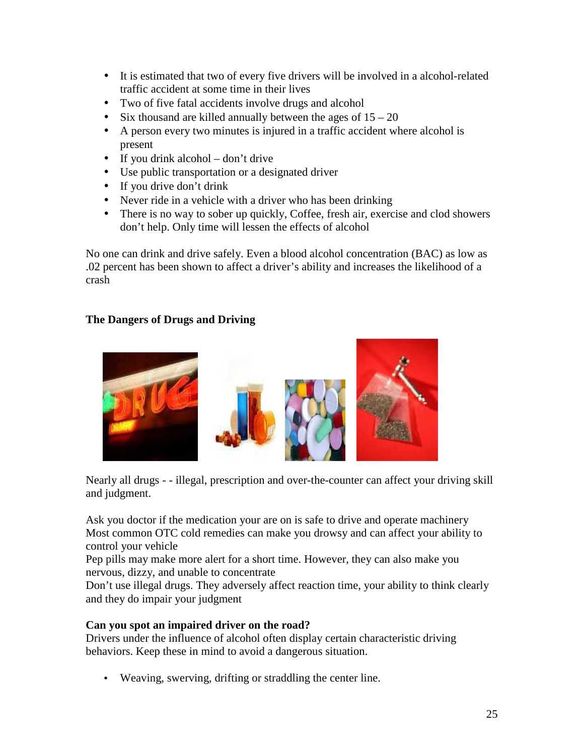- It is estimated that two of every five drivers will be involved in a alcohol-related traffic accident at some time in their lives
- Two of five fatal accidents involve drugs and alcohol
- Six thousand are killed annually between the ages of 15 – 20
- A person every two minutes is injured in a traffic accident where alcohol is present
- If you drink alcohol – don't drive
- Use public transportation or a designated driver
- If you drive don't drink
- Never ride in a vehicle with a driver who has been drinking
- There is no way to sober up quickly, Coffee, fresh air, exercise and clod showers don't help. Only time will lessen the effects of alcohol

No one can drink and drive safely. Even a blood alcohol concentration (BAC) as low as .02 percent has been shown to affect a driver's ability and increases the likelihood of a crash

**The Dangers of Drugs and Driving**

Nearly all drugs - - illegal, prescription and over-the-counter can affect your driving skill and judgment.

Ask you doctor if the medication your are on is safe to drive and operate machinery
Most common OTC cold remedies can make you drowsy and can affect your ability to control your vehicle
Pep pills may make more alert for a short time. However, they can also make you nervous, dizzy, and unable to concentrate
Don't use illegal drugs. They adversely affect reaction time, your ability to think clearly and they do impair your judgment

**Can you spot an impaired driver on the road?**
Drivers under the influence of alcohol often display certain characteristic driving behaviors. Keep these in mind to avoid a dangerous situation.

- Weaving, swerving, drifting or straddling the center line.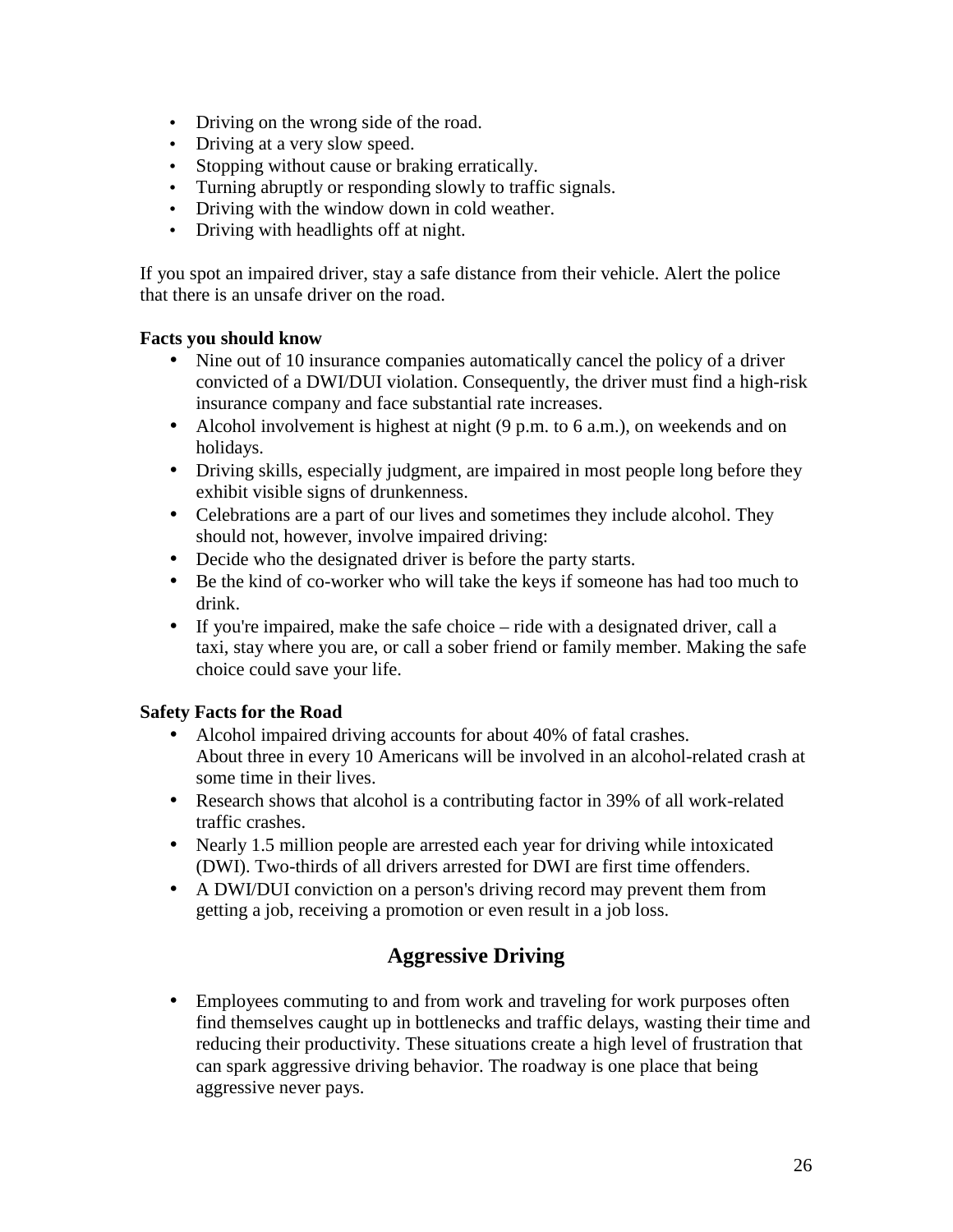- Driving on the wrong side of the road.
- Driving at a very slow speed.
- Stopping without cause or braking erratically.
- Turning abruptly or responding slowly to traffic signals.
- Driving with the window down in cold weather.
- Driving with headlights off at night.

If you spot an impaired driver, stay a safe distance from their vehicle. Alert the police that there is an unsafe driver on the road.

**Facts you should know**

- Nine out of 10 insurance companies automatically cancel the policy of a driver convicted of a DWI/DUI violation. Consequently, the driver must find a high-risk insurance company and face substantial rate increases.
- Alcohol involvement is highest at night (9 p.m. to 6 a.m.), on weekends and on holidays.
- Driving skills, especially judgment, are impaired in most people long before they exhibit visible signs of drunkenness.
- Celebrations are a part of our lives and sometimes they include alcohol. They should not, however, involve impaired driving:
- Decide who the designated driver is before the party starts.
- Be the kind of co-worker who will take the keys if someone has had too much to drink.
- If you're impaired, make the safe choice – ride with a designated driver, call a taxi, stay where you are, or call a sober friend or family member. Making the safe choice could save your life.

**Safety Facts for the Road**

- Alcohol impaired driving accounts for about 40% of fatal crashes.
  About three in every 10 Americans will be involved in an alcohol-related crash at some time in their lives.
- Research shows that alcohol is a contributing factor in 39% of all work-related traffic crashes.
- Nearly 1.5 million people are arrested each year for driving while intoxicated (DWI). Two-thirds of all drivers arrested for DWI are first time offenders.
- A DWI/DUI conviction on a person's driving record may prevent them from getting a job, receiving a promotion or even result in a job loss.

## Aggressive Driving

- Employees commuting to and from work and traveling for work purposes often find themselves caught up in bottlenecks and traffic delays, wasting their time and reducing their productivity. These situations create a high level of frustration that can spark aggressive driving behavior. The roadway is one place that being aggressive never pays.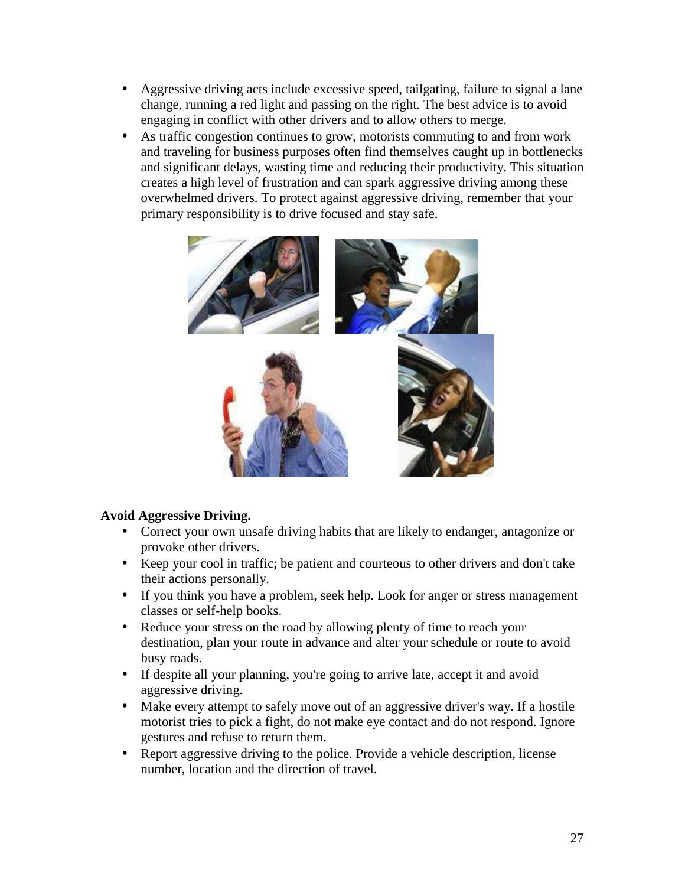- Aggressive driving acts include excessive speed, tailgating, failure to signal a lane change, running a red light and passing on the right. The best advice is to avoid engaging in conflict with other drivers and to allow others to merge.
- As traffic congestion continues to grow, motorists commuting to and from work and traveling for business purposes often find themselves caught up in bottlenecks and significant delays, wasting time and reducing their productivity. This situation creates a high level of frustration and can spark aggressive driving among these overwhelmed drivers. To protect against aggressive driving, remember that your primary responsibility is to drive focused and stay safe.

**Avoid Aggressive Driving.**

- Correct your own unsafe driving habits that are likely to endanger, antagonize or provoke other drivers.
- Keep your cool in traffic; be patient and courteous to other drivers and don't take their actions personally.
- If you think you have a problem, seek help. Look for anger or stress management classes or self-help books.
- Reduce your stress on the road by allowing plenty of time to reach your destination, plan your route in advance and alter your schedule or route to avoid busy roads.
- If despite all your planning, you're going to arrive late, accept it and avoid aggressive driving.
- Make every attempt to safely move out of an aggressive driver's way. If a hostile motorist tries to pick a fight, do not make eye contact and do not respond. Ignore gestures and refuse to return them.
- Report aggressive driving to the police. Provide a vehicle description, license number, location and the direction of travel.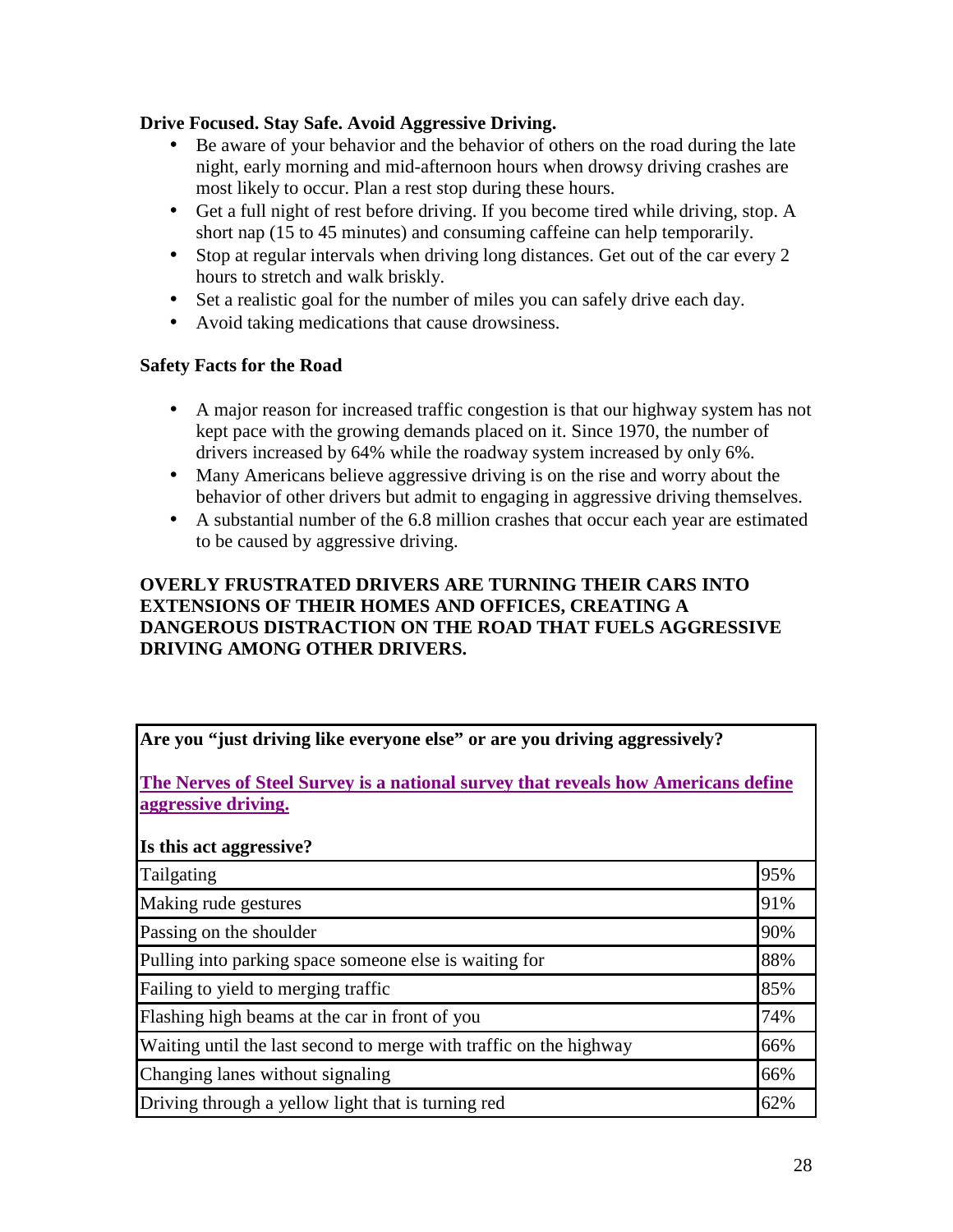**Drive Focused. Stay Safe. Avoid Aggressive Driving.**

- Be aware of your behavior and the behavior of others on the road during the late night, early morning and mid-afternoon hours when drowsy driving crashes are most likely to occur. Plan a rest stop during these hours.
- Get a full night of rest before driving. If you become tired while driving, stop. A short nap (15 to 45 minutes) and consuming caffeine can help temporarily.
- Stop at regular intervals when driving long distances. Get out of the car every 2 hours to stretch and walk briskly.
- Set a realistic goal for the number of miles you can safely drive each day.
- Avoid taking medications that cause drowsiness.

**Safety Facts for the Road**

- A major reason for increased traffic congestion is that our highway system has not kept pace with the growing demands placed on it. Since 1970, the number of drivers increased by 64% while the roadway system increased by only 6%.
- Many Americans believe aggressive driving is on the rise and worry about the behavior of other drivers but admit to engaging in aggressive driving themselves.
- A substantial number of the 6.8 million crashes that occur each year are estimated to be caused by aggressive driving.

**OVERLY FRUSTRATED DRIVERS ARE TURNING THEIR CARS INTO EXTENSIONS OF THEIR HOMES AND OFFICES, CREATING A DANGEROUS DISTRACTION ON THE ROAD THAT FUELS AGGRESSIVE DRIVING AMONG OTHER DRIVERS.**

**Are you "just driving like everyone else" or are you driving aggressively?**

**The Nerves of Steel Survey is a national survey that reveals how Americans define aggressive driving.**

| **Is this act aggressive?** | |
|---|---|
| Tailgating | 95% |
| Making rude gestures | 91% |
| Passing on the shoulder | 90% |
| Pulling into parking space someone else is waiting for | 88% |
| Failing to yield to merging traffic | 85% |
| Flashing high beams at the car in front of you | 74% |
| Waiting until the last second to merge with traffic on the highway | 66% |
| Changing lanes without signaling | 66% |
| Driving through a yellow light that is turning red | 62% |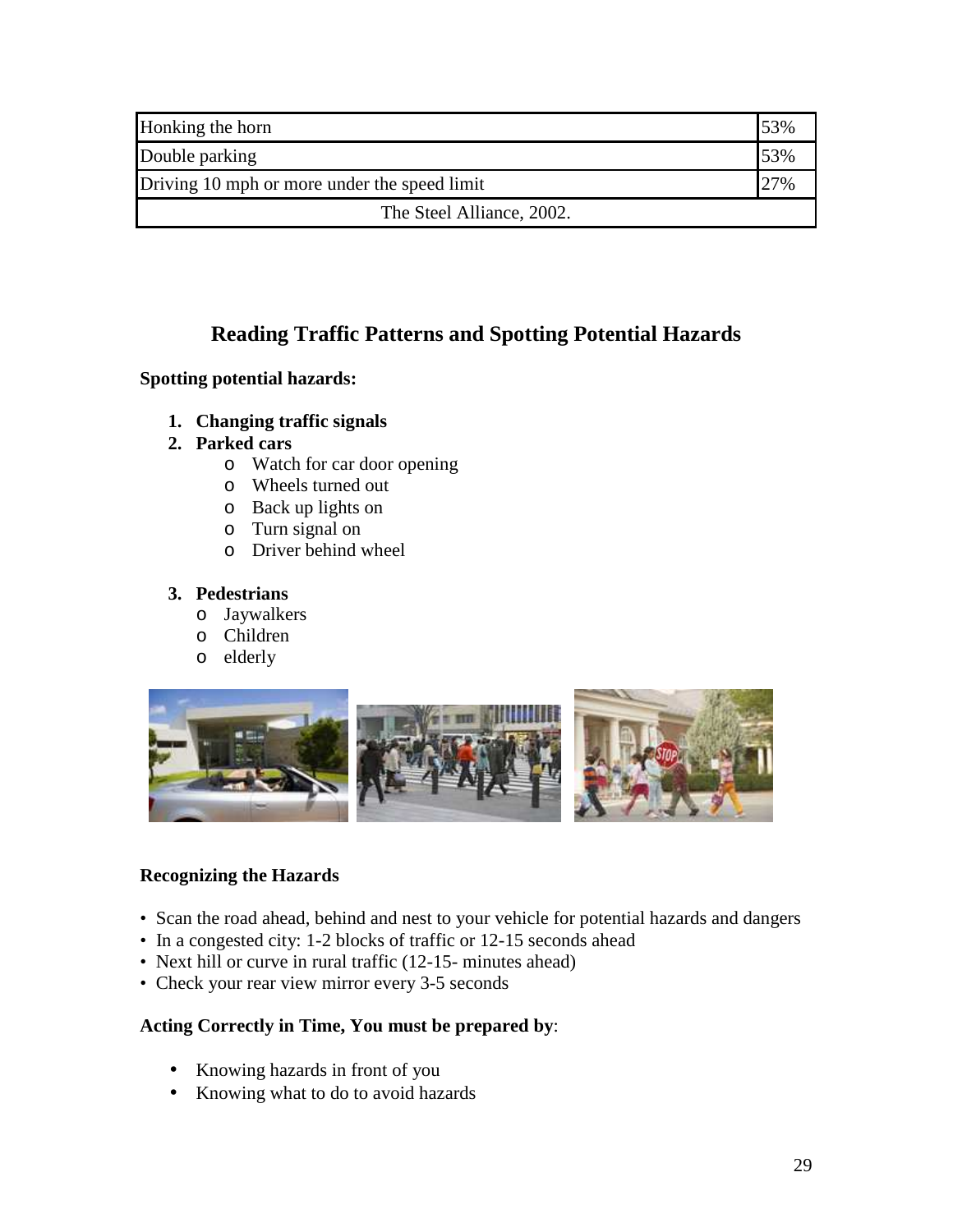| Honking the horn | 53% |
|---|---|
| Double parking | 53% |
| Driving 10 mph or more under the speed limit | 27% |
| The Steel Alliance, 2002. | |

## Reading Traffic Patterns and Spotting Potential Hazards

**Spotting potential hazards:**

1. **Changing traffic signals**
2. **Parked cars**
   - Watch for car door opening
   - Wheels turned out
   - Back up lights on
   - Turn signal on
   - Driver behind wheel
3. **Pedestrians**
   - Jaywalkers
   - Children
   - elderly

**Recognizing the Hazards**

- Scan the road ahead, behind and nest to your vehicle for potential hazards and dangers
- In a congested city: 1-2 blocks of traffic or 12-15 seconds ahead
- Next hill or curve in rural traffic (12-15- minutes ahead)
- Check your rear view mirror every 3-5 seconds

**Acting Correctly in Time, You must be prepared by**:

- Knowing hazards in front of you
- Knowing what to do to avoid hazards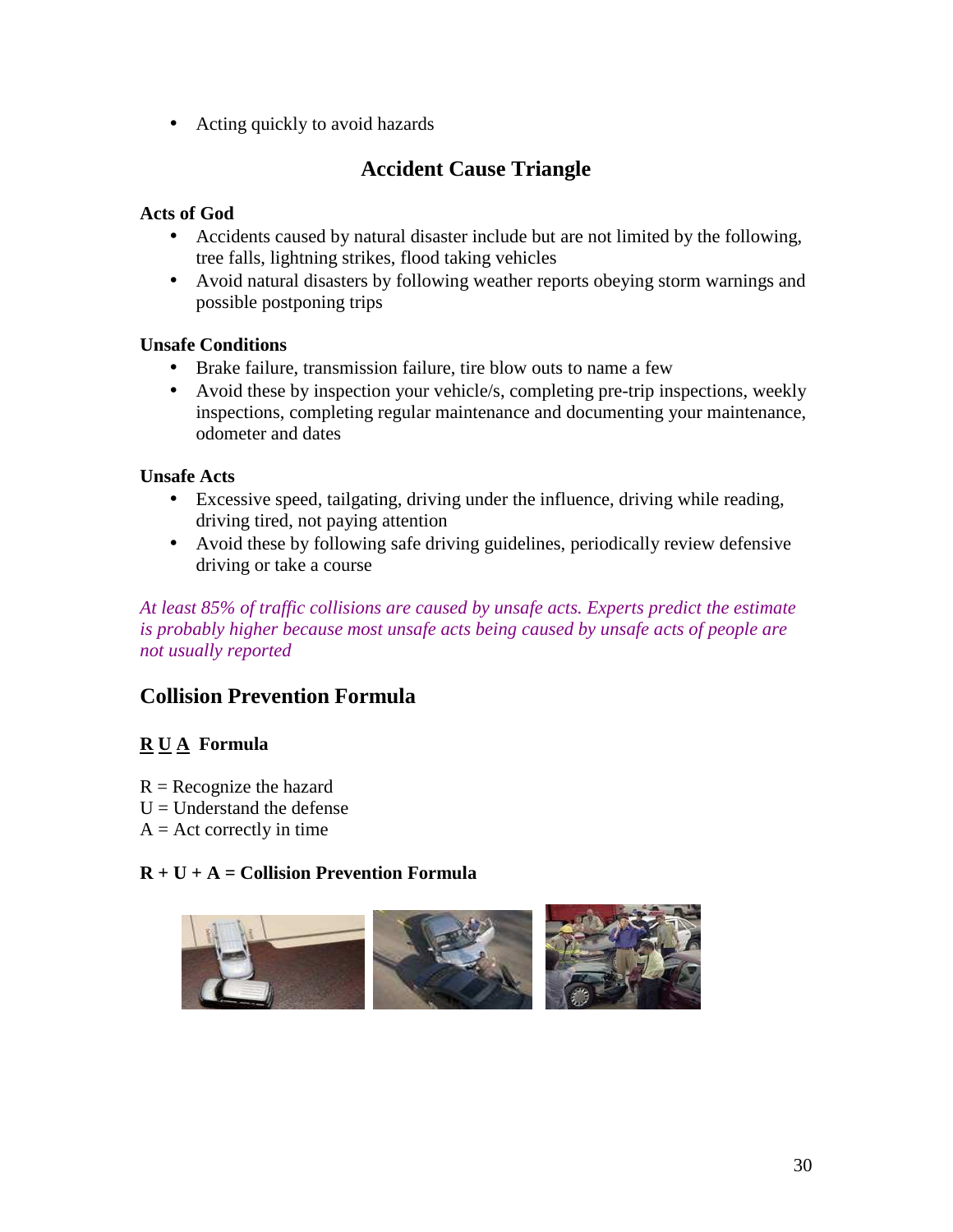- Acting quickly to avoid hazards

## Accident Cause Triangle

**Acts of God**

- Accidents caused by natural disaster include but are not limited by the following, tree falls, lightning strikes, flood taking vehicles
- Avoid natural disasters by following weather reports obeying storm warnings and possible postponing trips

**Unsafe Conditions**

- Brake failure, transmission failure, tire blow outs to name a few
- Avoid these by inspection your vehicle/s, completing pre-trip inspections, weekly inspections, completing regular maintenance and documenting your maintenance, odometer and dates

**Unsafe Acts**

- Excessive speed, tailgating, driving under the influence, driving while reading, driving tired, not paying attention
- Avoid these by following safe driving guidelines, periodically review defensive driving or take a course

*At least 85% of traffic collisions are caused by unsafe acts. Experts predict the estimate is probably higher because most unsafe acts being caused by unsafe acts of people are not usually reported*

## Collision Prevention Formula

### R U A Formula

R = Recognize the hazard
U = Understand the defense
A = Act correctly in time

**R + U + A = Collision Prevention Formula**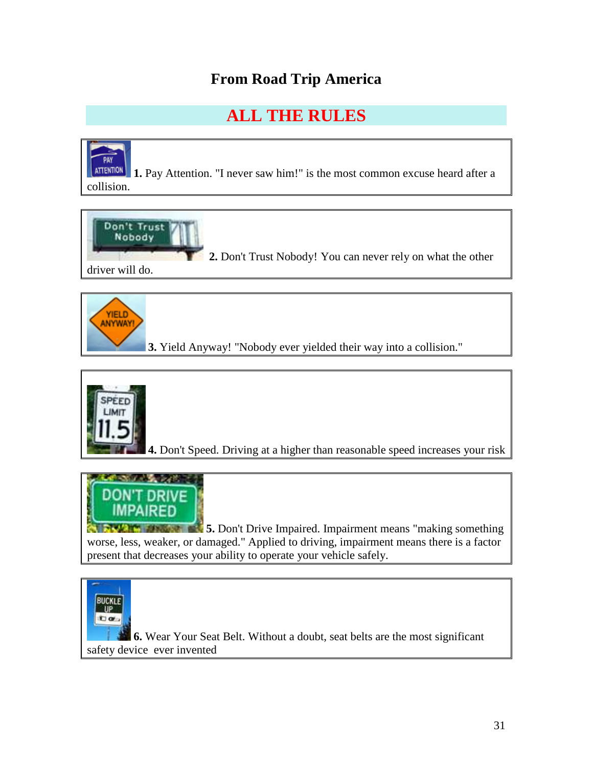# From Road Trip America

## ALL THE RULES

**1.** Pay Attention. "I never saw him!" is the most common excuse heard after a collision.

**2.** Don't Trust Nobody! You can never rely on what the other driver will do.

**3.** Yield Anyway! "Nobody ever yielded their way into a collision."

**4.** Don't Speed. Driving at a higher than reasonable speed increases your risk

**5.** Don't Drive Impaired. Impairment means "making something worse, less, weaker, or damaged." Applied to driving, impairment means there is a factor present that decreases your ability to operate your vehicle safely.

**6.** Wear Your Seat Belt. Without a doubt, seat belts are the most significant safety device ever invented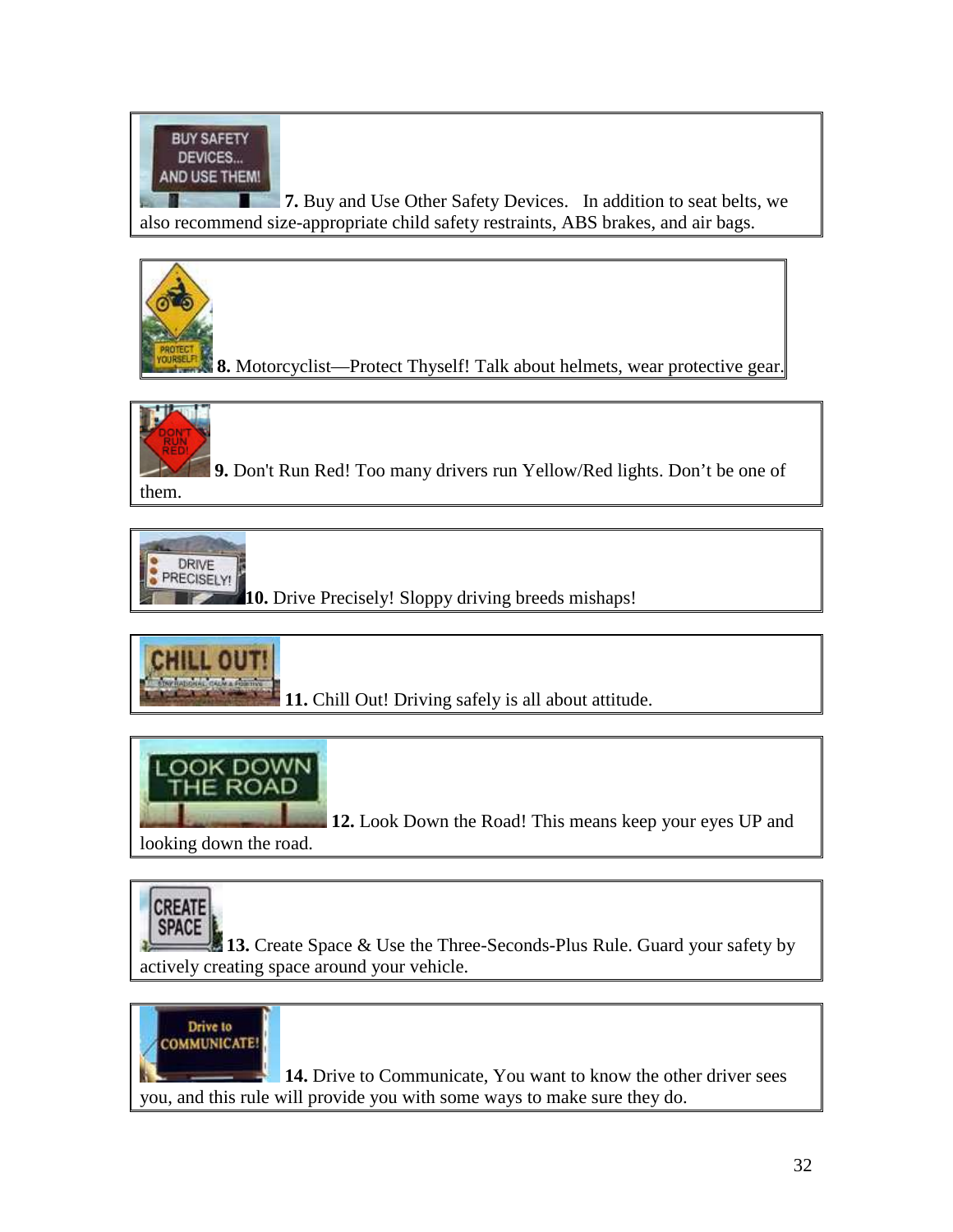**7.** Buy and Use Other Safety Devices. In addition to seat belts, we also recommend size-appropriate child safety restraints, ABS brakes, and air bags.

**8.** Motorcyclist—Protect Thyself! Talk about helmets, wear protective gear.

**9.** Don't Run Red! Too many drivers run Yellow/Red lights. Don't be one of them.

**10.** Drive Precisely! Sloppy driving breeds mishaps!

**11.** Chill Out! Driving safely is all about attitude.

**12.** Look Down the Road! This means keep your eyes UP and looking down the road.

**13.** Create Space & Use the Three-Seconds-Plus Rule. Guard your safety by actively creating space around your vehicle.

**14.** Drive to Communicate, You want to know the other driver sees you, and this rule will provide you with some ways to make sure they do.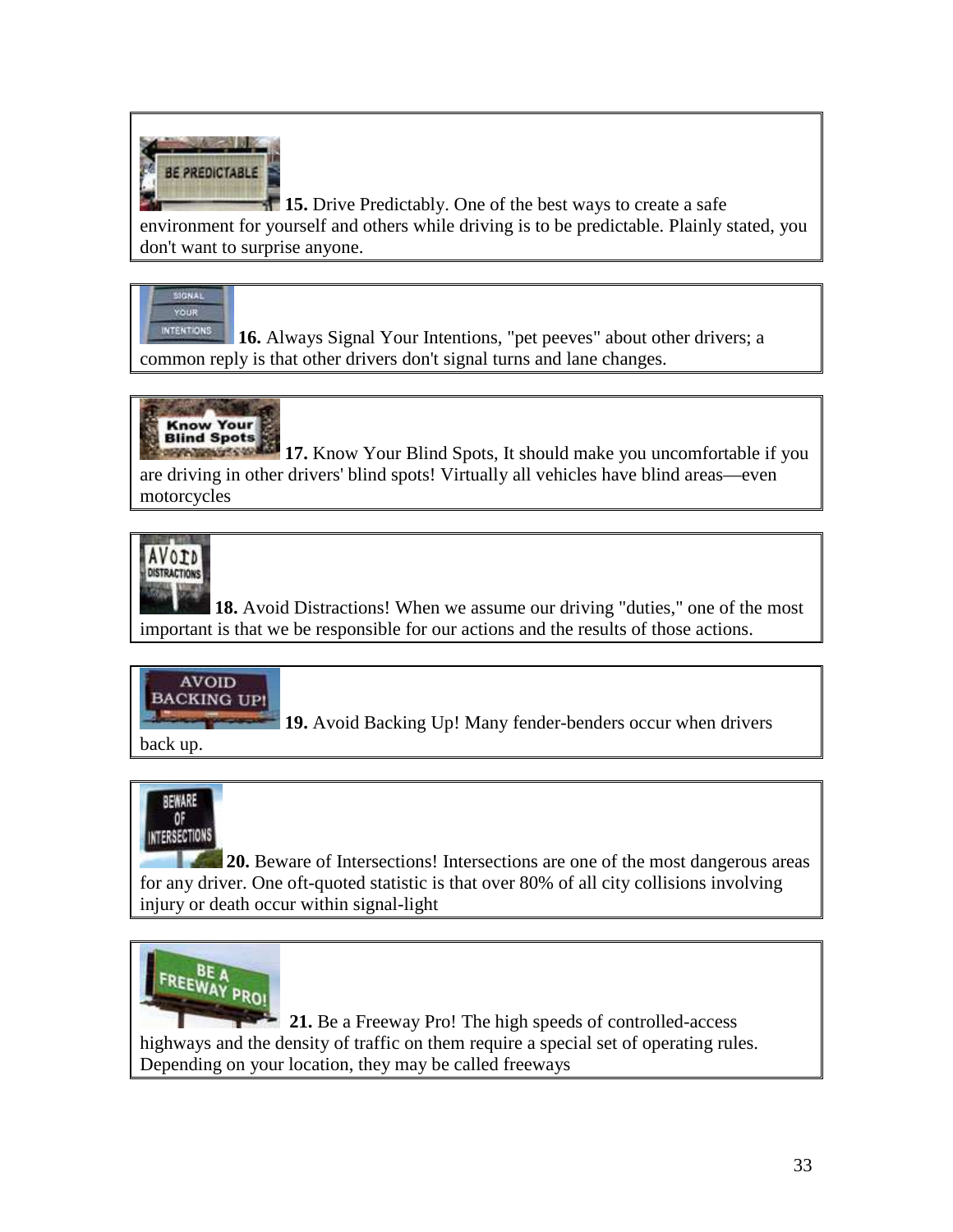**15.** Drive Predictably. One of the best ways to create a safe environment for yourself and others while driving is to be predictable. Plainly stated, you don't want to surprise anyone.

**16.** Always Signal Your Intentions, "pet peeves" about other drivers; a common reply is that other drivers don't signal turns and lane changes.

**17.** Know Your Blind Spots, It should make you uncomfortable if you are driving in other drivers' blind spots! Virtually all vehicles have blind areas—even motorcycles

**18.** Avoid Distractions! When we assume our driving "duties," one of the most important is that we be responsible for our actions and the results of those actions.

**19.** Avoid Backing Up! Many fender-benders occur when drivers back up.

**20.** Beware of Intersections! Intersections are one of the most dangerous areas for any driver. One oft-quoted statistic is that over 80% of all city collisions involving injury or death occur within signal-light

**21.** Be a Freeway Pro! The high speeds of controlled-access highways and the density of traffic on them require a special set of operating rules. Depending on your location, they may be called freeways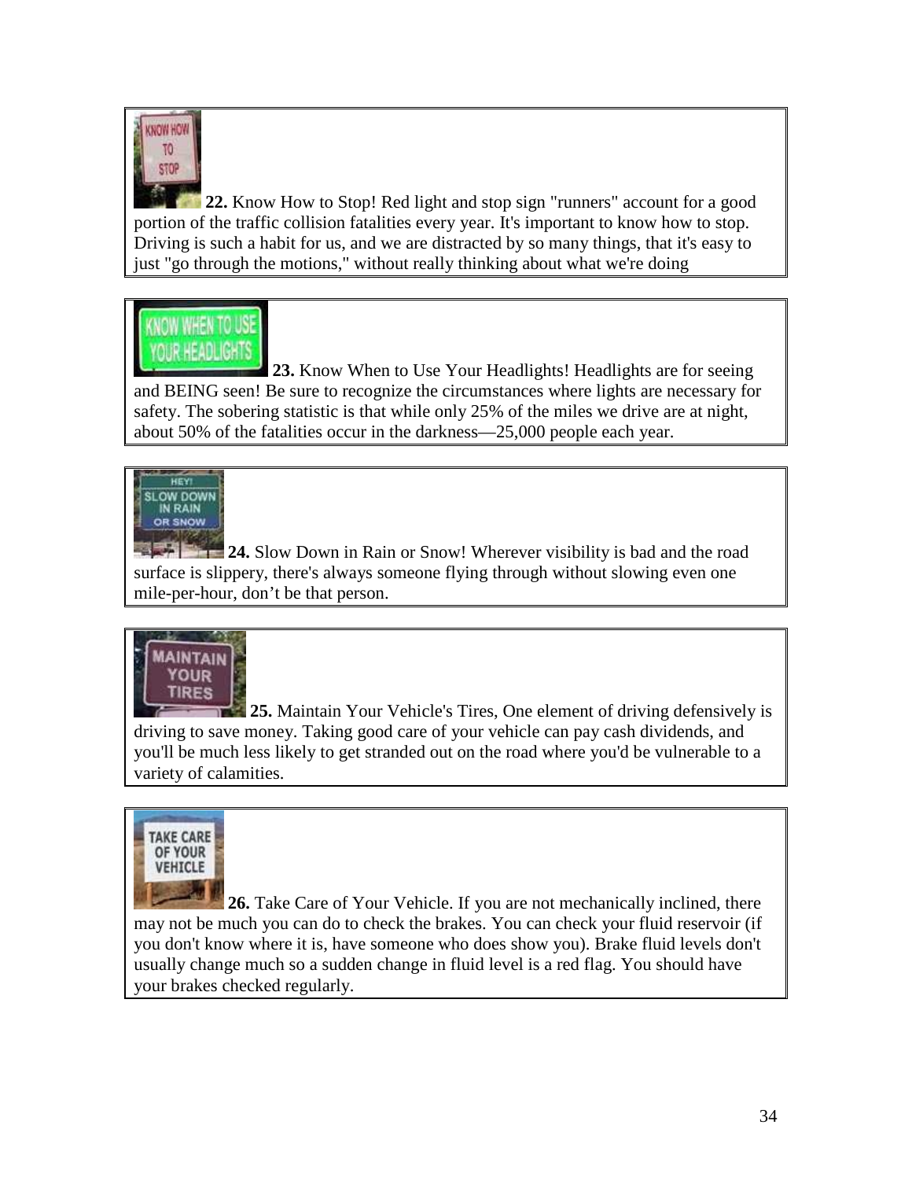**22.** Know How to Stop! Red light and stop sign "runners" account for a good portion of the traffic collision fatalities every year. It's important to know how to stop. Driving is such a habit for us, and we are distracted by so many things, that it's easy to just "go through the motions," without really thinking about what we're doing

**23.** Know When to Use Your Headlights! Headlights are for seeing and BEING seen! Be sure to recognize the circumstances where lights are necessary for safety. The sobering statistic is that while only 25% of the miles we drive are at night, about 50% of the fatalities occur in the darkness—25,000 people each year.

**24.** Slow Down in Rain or Snow! Wherever visibility is bad and the road surface is slippery, there's always someone flying through without slowing even one mile-per-hour, don't be that person.

**25.** Maintain Your Vehicle's Tires, One element of driving defensively is driving to save money. Taking good care of your vehicle can pay cash dividends, and you'll be much less likely to get stranded out on the road where you'd be vulnerable to a variety of calamities.

**26.** Take Care of Your Vehicle. If you are not mechanically inclined, there may not be much you can do to check the brakes. You can check your fluid reservoir (if you don't know where it is, have someone who does show you). Brake fluid levels don't usually change much so a sudden change in fluid level is a red flag. You should have your brakes checked regularly.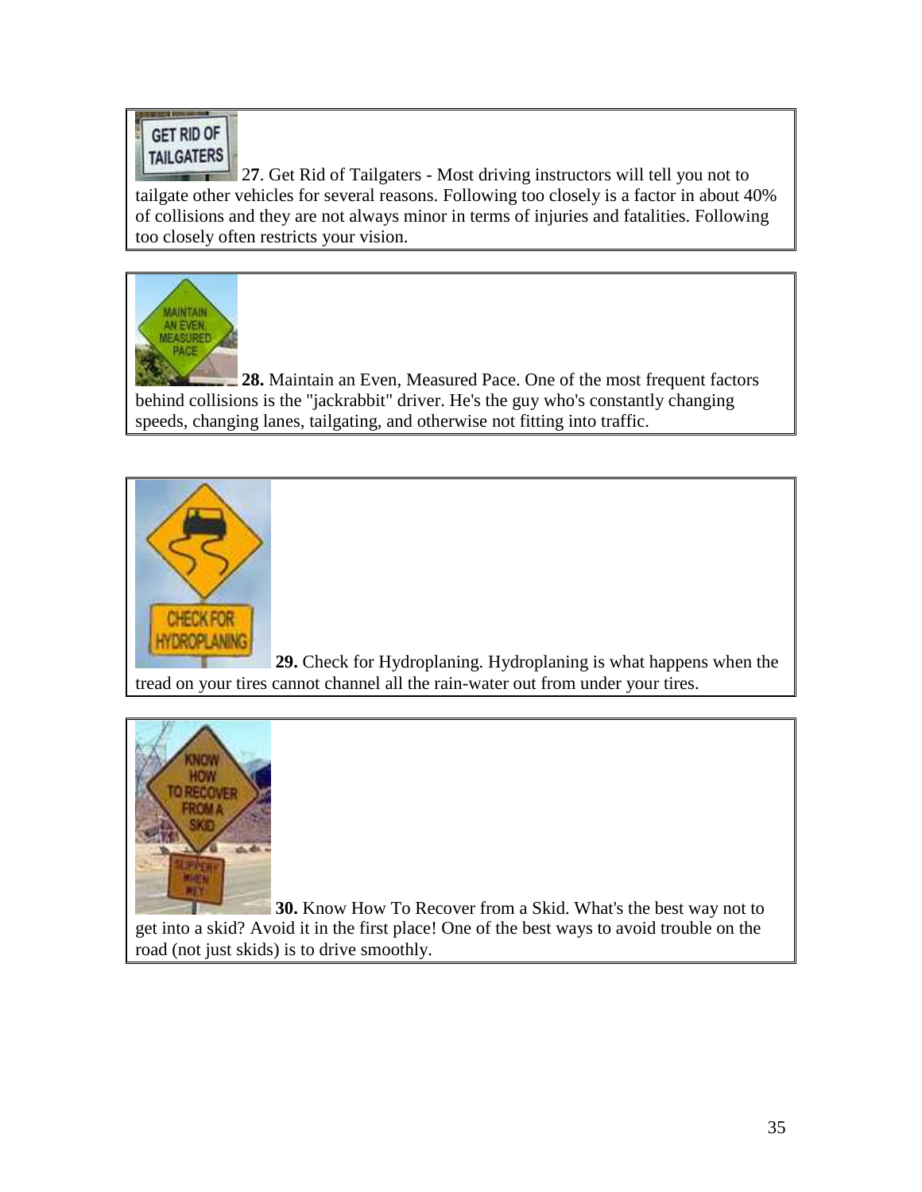27. Get Rid of Tailgaters - Most driving instructors will tell you not to tailgate other vehicles for several reasons. Following too closely is a factor in about 40% of collisions and they are not always minor in terms of injuries and fatalities. Following too closely often restricts your vision.

**28.** Maintain an Even, Measured Pace. One of the most frequent factors behind collisions is the "jackrabbit" driver. He's the guy who's constantly changing speeds, changing lanes, tailgating, and otherwise not fitting into traffic.

**29.** Check for Hydroplaning. Hydroplaning is what happens when the tread on your tires cannot channel all the rain-water out from under your tires.

**30.** Know How To Recover from a Skid. What's the best way not to get into a skid? Avoid it in the first place! One of the best ways to avoid trouble on the road (not just skids) is to drive smoothly.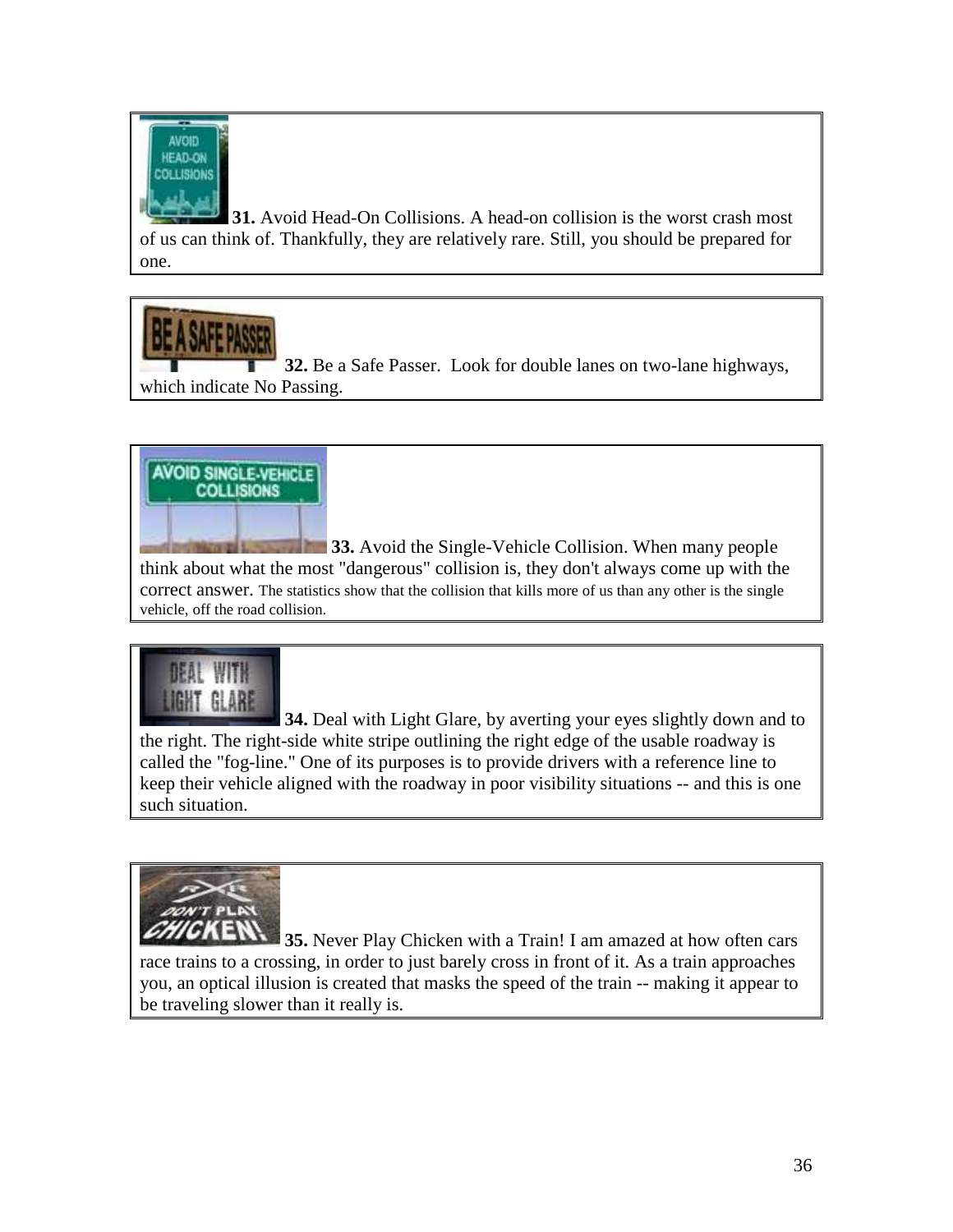**31.** Avoid Head-On Collisions. A head-on collision is the worst crash most of us can think of. Thankfully, they are relatively rare. Still, you should be prepared for one.

**32.** Be a Safe Passer. Look for double lanes on two-lane highways, which indicate No Passing.

**33.** Avoid the Single-Vehicle Collision. When many people think about what the most "dangerous" collision is, they don't always come up with the correct answer. The statistics show that the collision that kills more of us than any other is the single vehicle, off the road collision.

**34.** Deal with Light Glare, by averting your eyes slightly down and to the right. The right-side white stripe outlining the right edge of the usable roadway is called the "fog-line." One of its purposes is to provide drivers with a reference line to keep their vehicle aligned with the roadway in poor visibility situations -- and this is one such situation.

**35.** Never Play Chicken with a Train! I am amazed at how often cars race trains to a crossing, in order to just barely cross in front of it. As a train approaches you, an optical illusion is created that masks the speed of the train -- making it appear to be traveling slower than it really is.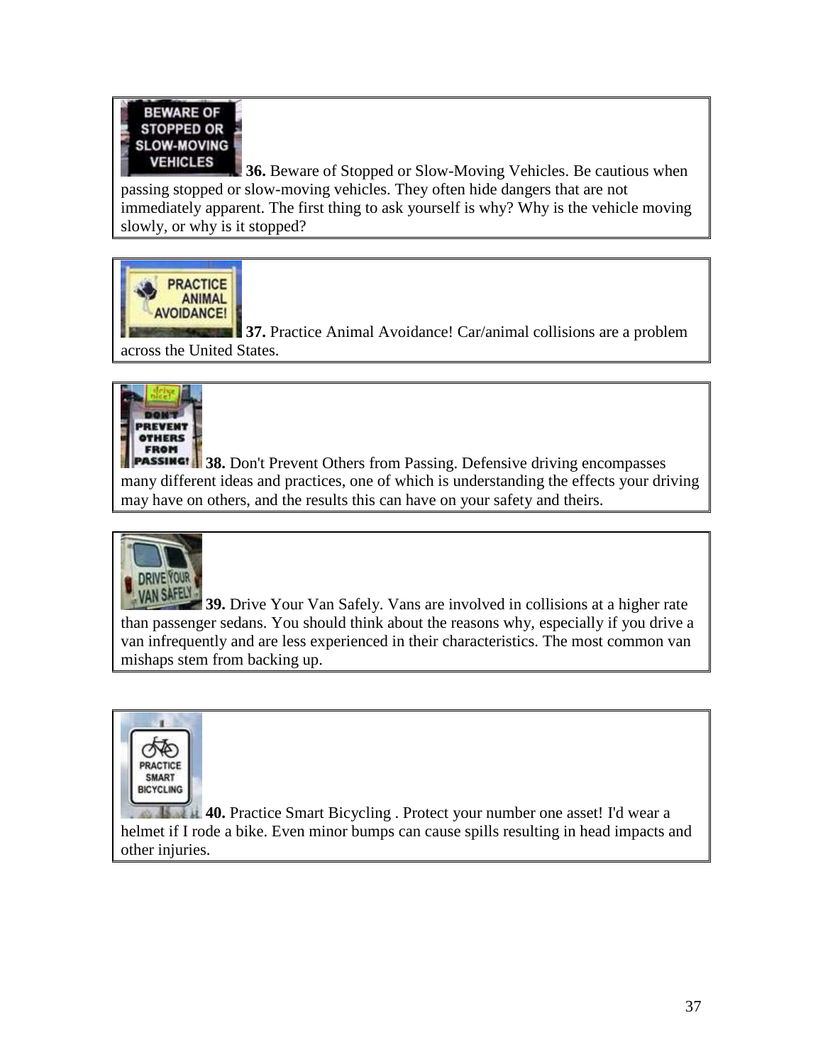**36.** Beware of Stopped or Slow-Moving Vehicles. Be cautious when passing stopped or slow-moving vehicles. They often hide dangers that are not immediately apparent. The first thing to ask yourself is why? Why is the vehicle moving slowly, or why is it stopped?

**37.** Practice Animal Avoidance! Car/animal collisions are a problem across the United States.

**38.** Don't Prevent Others from Passing. Defensive driving encompasses many different ideas and practices, one of which is understanding the effects your driving may have on others, and the results this can have on your safety and theirs.

**39.** Drive Your Van Safely. Vans are involved in collisions at a higher rate than passenger sedans. You should think about the reasons why, especially if you drive a van infrequently and are less experienced in their characteristics. The most common van mishaps stem from backing up.

**40.** Practice Smart Bicycling . Protect your number one asset! I'd wear a helmet if I rode a bike. Even minor bumps can cause spills resulting in head impacts and other injuries.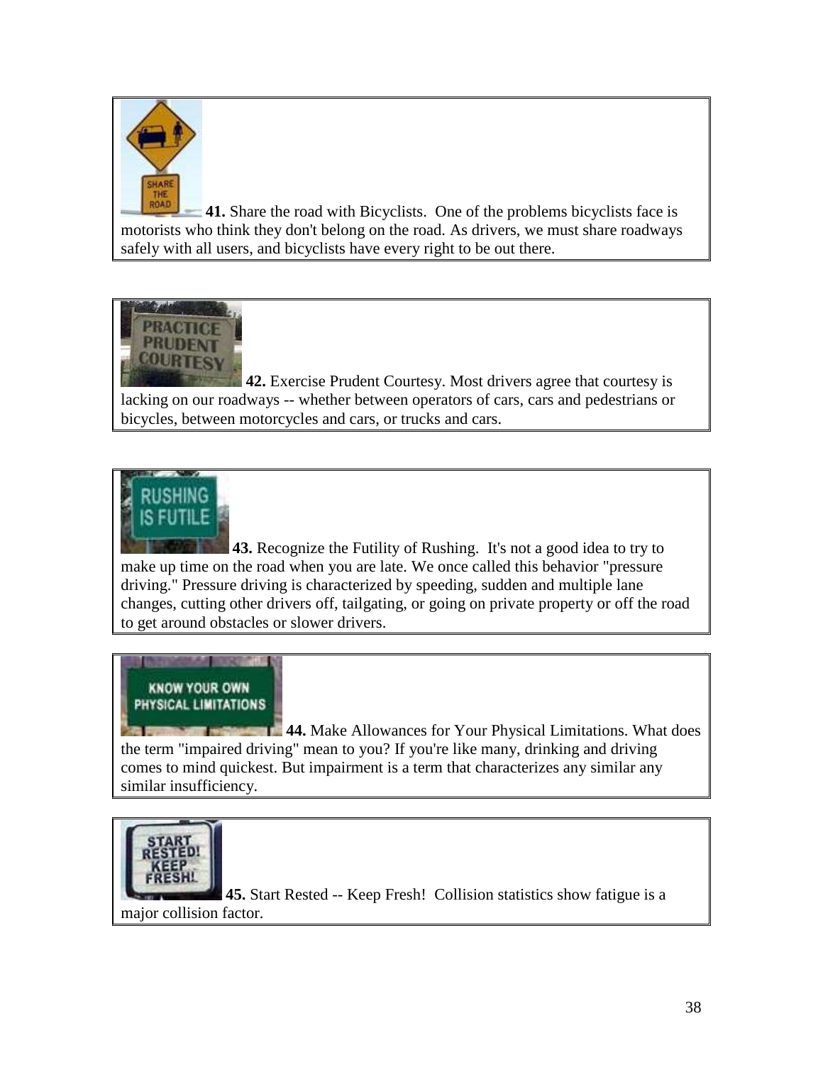**41.** Share the road with Bicyclists. One of the problems bicyclists face is motorists who think they don't belong on the road. As drivers, we must share roadways safely with all users, and bicyclists have every right to be out there.

**42.** Exercise Prudent Courtesy. Most drivers agree that courtesy is lacking on our roadways -- whether between operators of cars, cars and pedestrians or bicycles, between motorcycles and cars, or trucks and cars.

**43.** Recognize the Futility of Rushing. It's not a good idea to try to make up time on the road when you are late. We once called this behavior "pressure driving." Pressure driving is characterized by speeding, sudden and multiple lane changes, cutting other drivers off, tailgating, or going on private property or off the road to get around obstacles or slower drivers.

**44.** Make Allowances for Your Physical Limitations. What does the term "impaired driving" mean to you? If you're like many, drinking and driving comes to mind quickest. But impairment is a term that characterizes any similar any similar insufficiency.

**45.** Start Rested -- Keep Fresh! Collision statistics show fatigue is a major collision factor.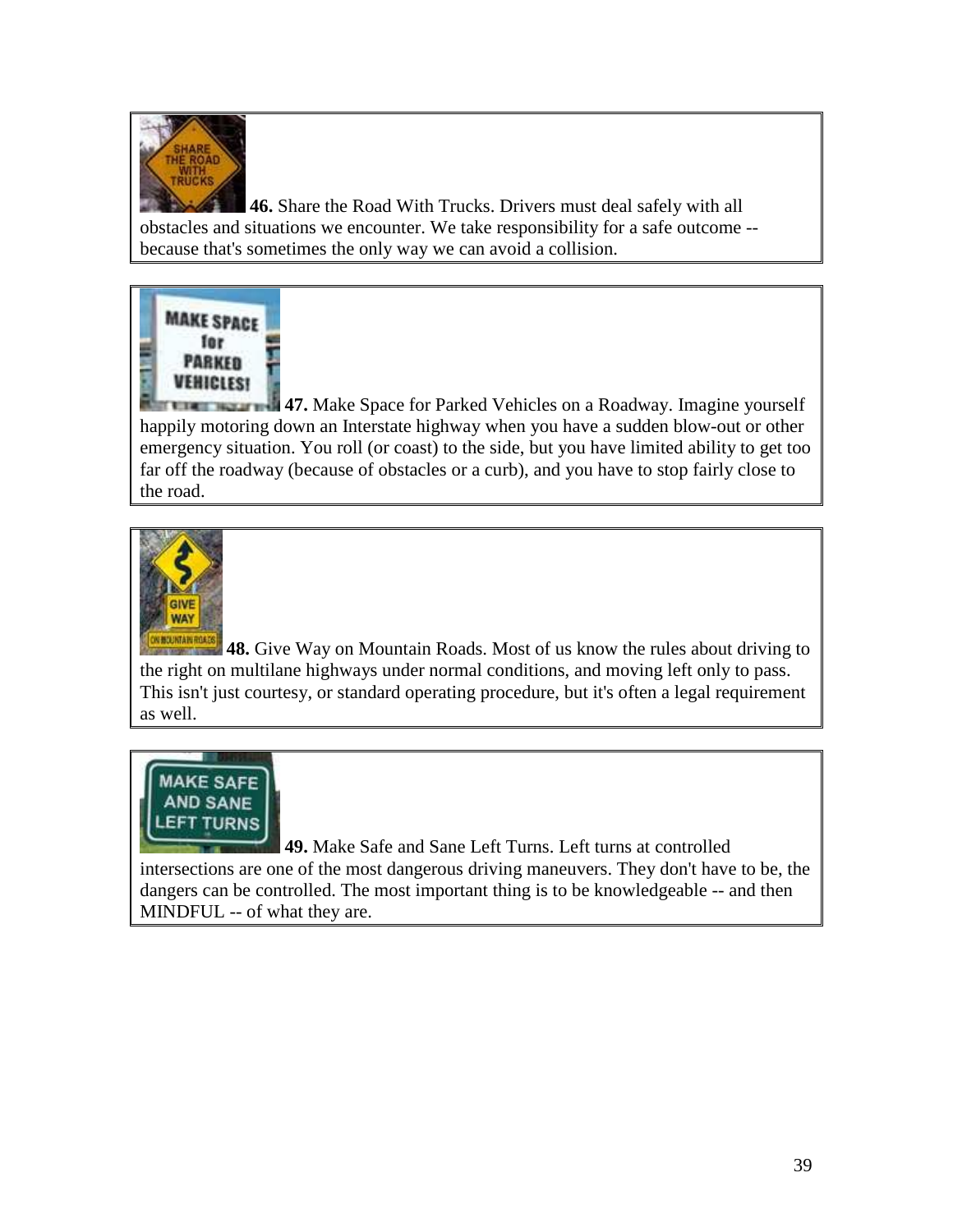**46.** Share the Road With Trucks. Drivers must deal safely with all obstacles and situations we encounter. We take responsibility for a safe outcome -- because that's sometimes the only way we can avoid a collision.

**47.** Make Space for Parked Vehicles on a Roadway. Imagine yourself happily motoring down an Interstate highway when you have a sudden blow-out or other emergency situation. You roll (or coast) to the side, but you have limited ability to get too far off the roadway (because of obstacles or a curb), and you have to stop fairly close to the road.

**48.** Give Way on Mountain Roads. Most of us know the rules about driving to the right on multilane highways under normal conditions, and moving left only to pass. This isn't just courtesy, or standard operating procedure, but it's often a legal requirement as well.

**49.** Make Safe and Sane Left Turns. Left turns at controlled intersections are one of the most dangerous driving maneuvers. They don't have to be, the dangers can be controlled. The most important thing is to be knowledgeable -- and then MINDFUL -- of what they are.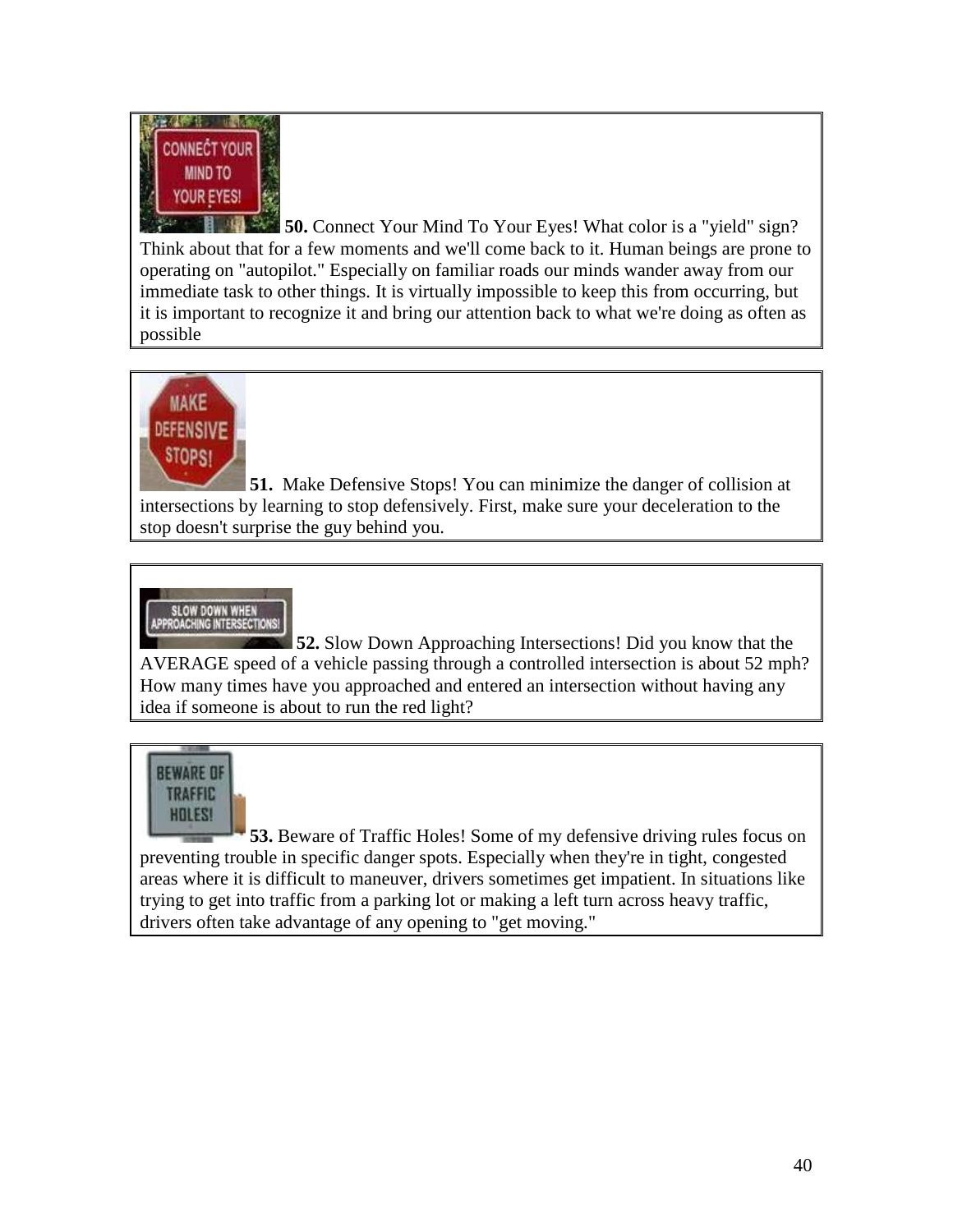**50.** Connect Your Mind To Your Eyes! What color is a "yield" sign? Think about that for a few moments and we'll come back to it. Human beings are prone to operating on "autopilot." Especially on familiar roads our minds wander away from our immediate task to other things. It is virtually impossible to keep this from occurring, but it is important to recognize it and bring our attention back to what we're doing as often as possible

**51.** Make Defensive Stops! You can minimize the danger of collision at intersections by learning to stop defensively. First, make sure your deceleration to the stop doesn't surprise the guy behind you.

**52.** Slow Down Approaching Intersections! Did you know that the AVERAGE speed of a vehicle passing through a controlled intersection is about 52 mph? How many times have you approached and entered an intersection without having any idea if someone is about to run the red light?

**53.** Beware of Traffic Holes! Some of my defensive driving rules focus on preventing trouble in specific danger spots. Especially when they're in tight, congested areas where it is difficult to maneuver, drivers sometimes get impatient. In situations like trying to get into traffic from a parking lot or making a left turn across heavy traffic, drivers often take advantage of any opening to "get moving."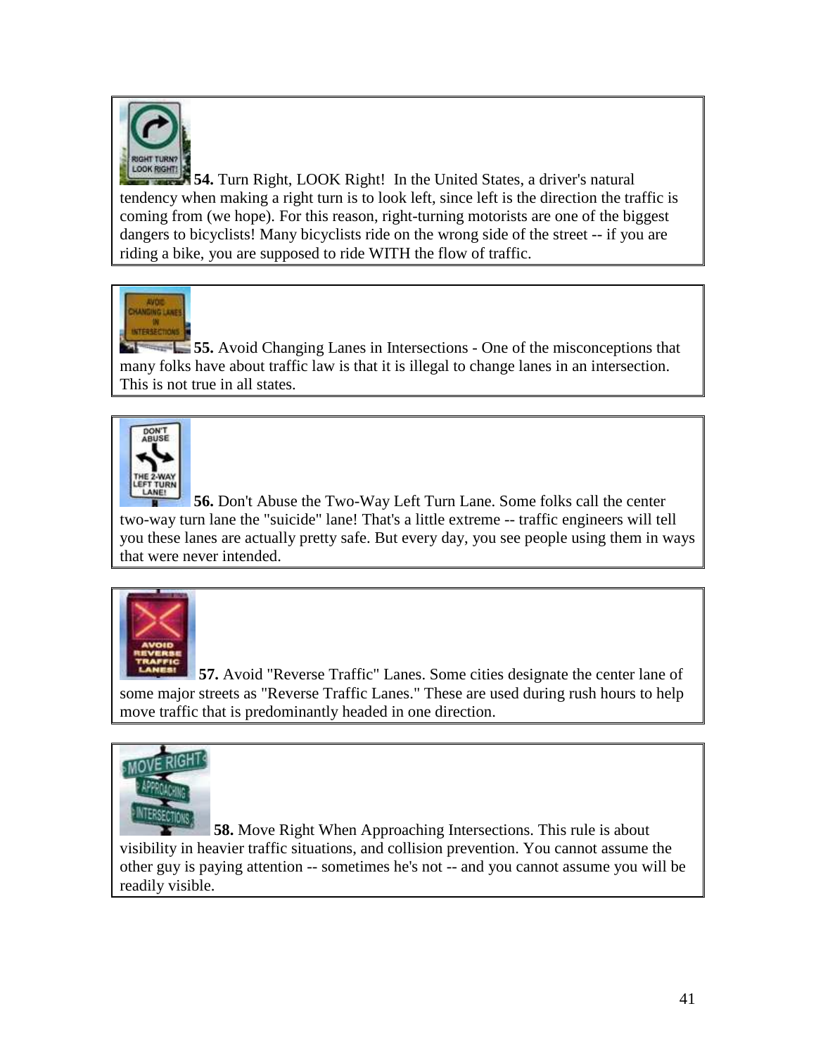**54.** Turn Right, LOOK Right! In the United States, a driver's natural tendency when making a right turn is to look left, since left is the direction the traffic is coming from (we hope). For this reason, right-turning motorists are one of the biggest dangers to bicyclists! Many bicyclists ride on the wrong side of the street -- if you are riding a bike, you are supposed to ride WITH the flow of traffic.

**55.** Avoid Changing Lanes in Intersections - One of the misconceptions that many folks have about traffic law is that it is illegal to change lanes in an intersection. This is not true in all states.

**56.** Don't Abuse the Two-Way Left Turn Lane. Some folks call the center two-way turn lane the "suicide" lane! That's a little extreme -- traffic engineers will tell you these lanes are actually pretty safe. But every day, you see people using them in ways that were never intended.

**57.** Avoid "Reverse Traffic" Lanes. Some cities designate the center lane of some major streets as "Reverse Traffic Lanes." These are used during rush hours to help move traffic that is predominantly headed in one direction.

**58.** Move Right When Approaching Intersections. This rule is about visibility in heavier traffic situations, and collision prevention. You cannot assume the other guy is paying attention -- sometimes he's not -- and you cannot assume you will be readily visible.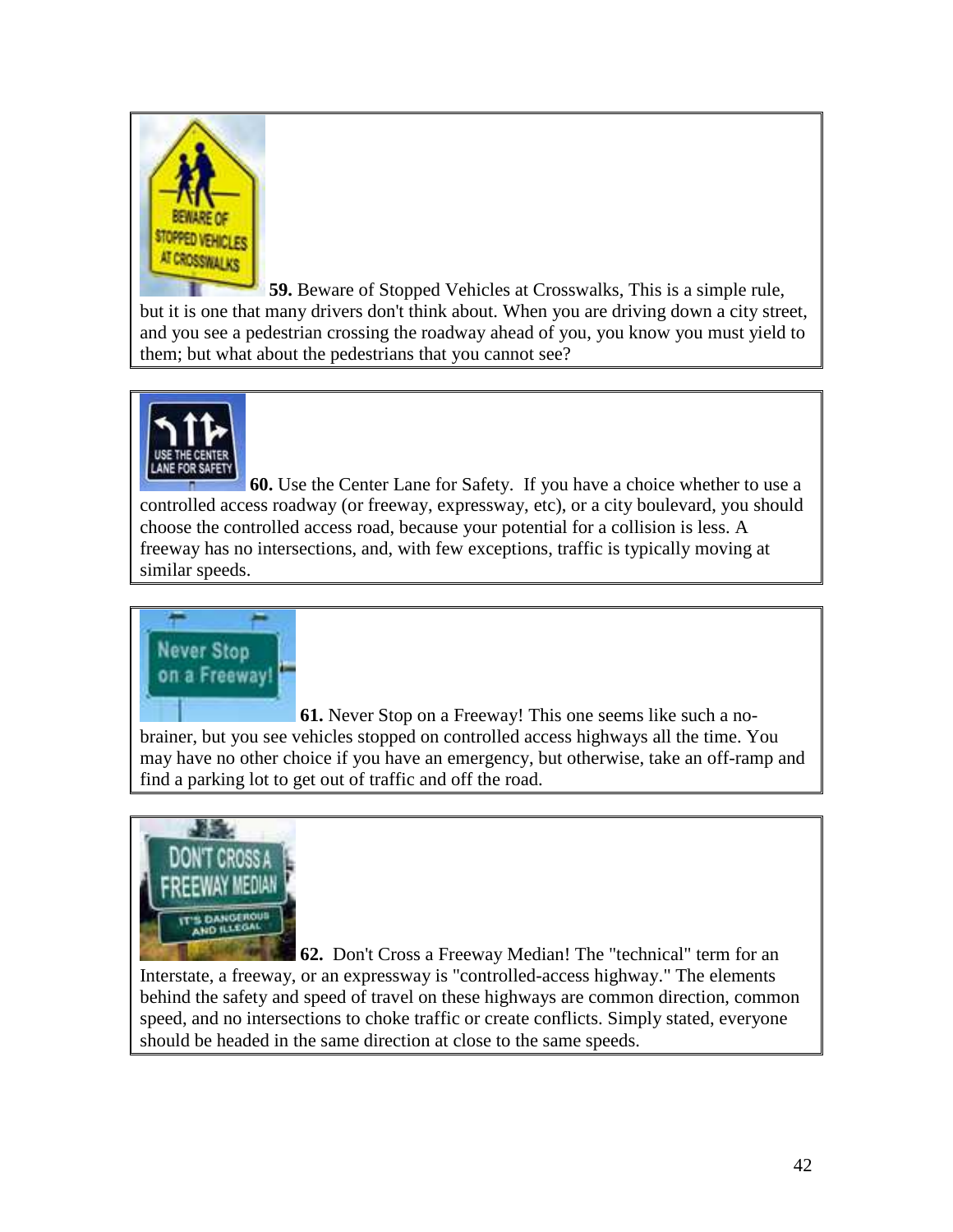**59.** Beware of Stopped Vehicles at Crosswalks, This is a simple rule, but it is one that many drivers don't think about. When you are driving down a city street, and you see a pedestrian crossing the roadway ahead of you, you know you must yield to them; but what about the pedestrians that you cannot see?

**60.** Use the Center Lane for Safety. If you have a choice whether to use a controlled access roadway (or freeway, expressway, etc), or a city boulevard, you should choose the controlled access road, because your potential for a collision is less. A freeway has no intersections, and, with few exceptions, traffic is typically moving at similar speeds.

**61.** Never Stop on a Freeway! This one seems like such a no-brainer, but you see vehicles stopped on controlled access highways all the time. You may have no other choice if you have an emergency, but otherwise, take an off-ramp and find a parking lot to get out of traffic and off the road.

**62.** Don't Cross a Freeway Median! The "technical" term for an Interstate, a freeway, or an expressway is "controlled-access highway." The elements behind the safety and speed of travel on these highways are common direction, common speed, and no intersections to choke traffic or create conflicts. Simply stated, everyone should be headed in the same direction at close to the same speeds.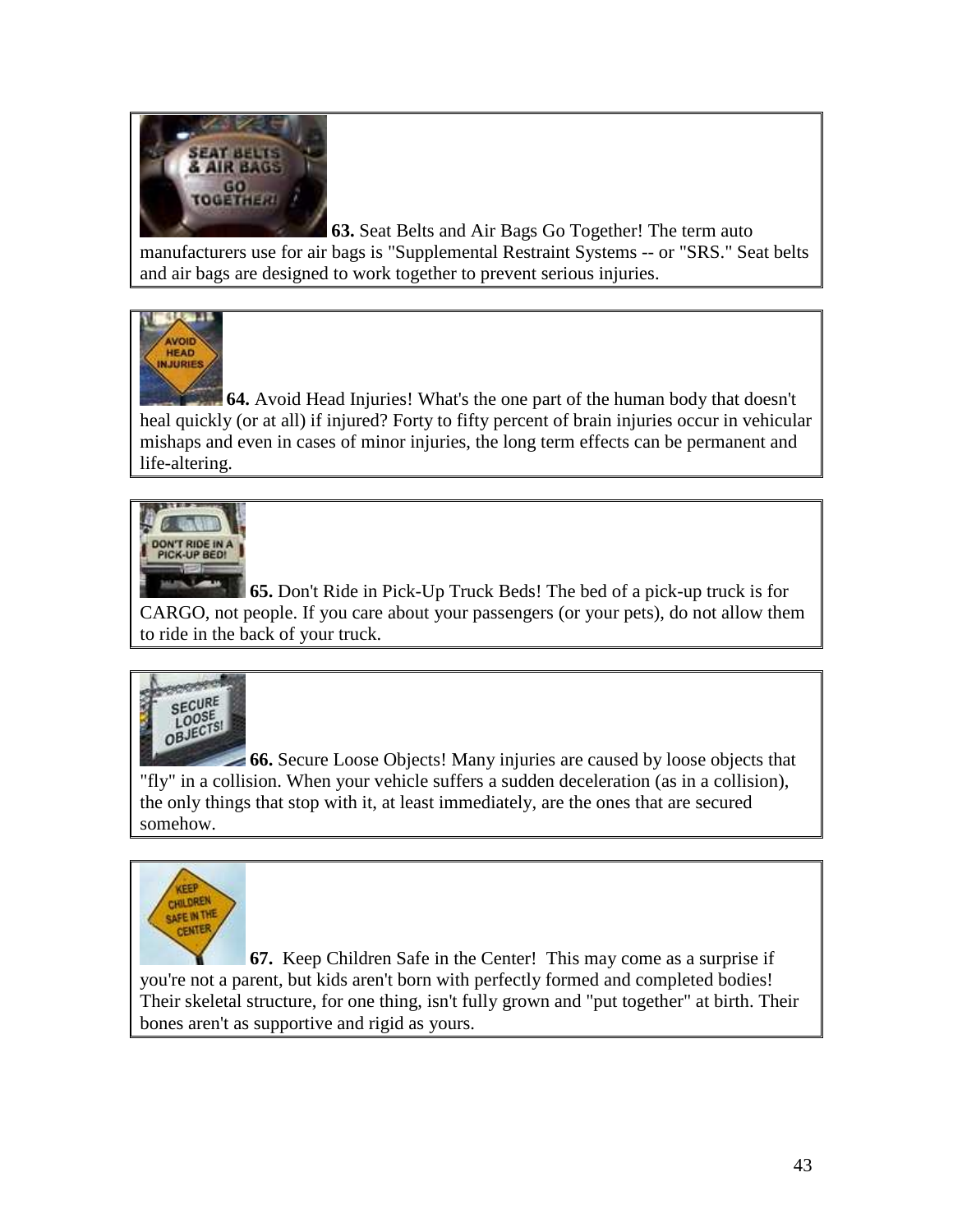**63.** Seat Belts and Air Bags Go Together! The term auto manufacturers use for air bags is "Supplemental Restraint Systems -- or "SRS." Seat belts and air bags are designed to work together to prevent serious injuries.

**64.** Avoid Head Injuries! What's the one part of the human body that doesn't heal quickly (or at all) if injured? Forty to fifty percent of brain injuries occur in vehicular mishaps and even in cases of minor injuries, the long term effects can be permanent and life-altering.

**65.** Don't Ride in Pick-Up Truck Beds! The bed of a pick-up truck is for CARGO, not people. If you care about your passengers (or your pets), do not allow them to ride in the back of your truck.

**66.** Secure Loose Objects! Many injuries are caused by loose objects that "fly" in a collision. When your vehicle suffers a sudden deceleration (as in a collision), the only things that stop with it, at least immediately, are the ones that are secured somehow.

**67.** Keep Children Safe in the Center! This may come as a surprise if you're not a parent, but kids aren't born with perfectly formed and completed bodies! Their skeletal structure, for one thing, isn't fully grown and "put together" at birth. Their bones aren't as supportive and rigid as yours.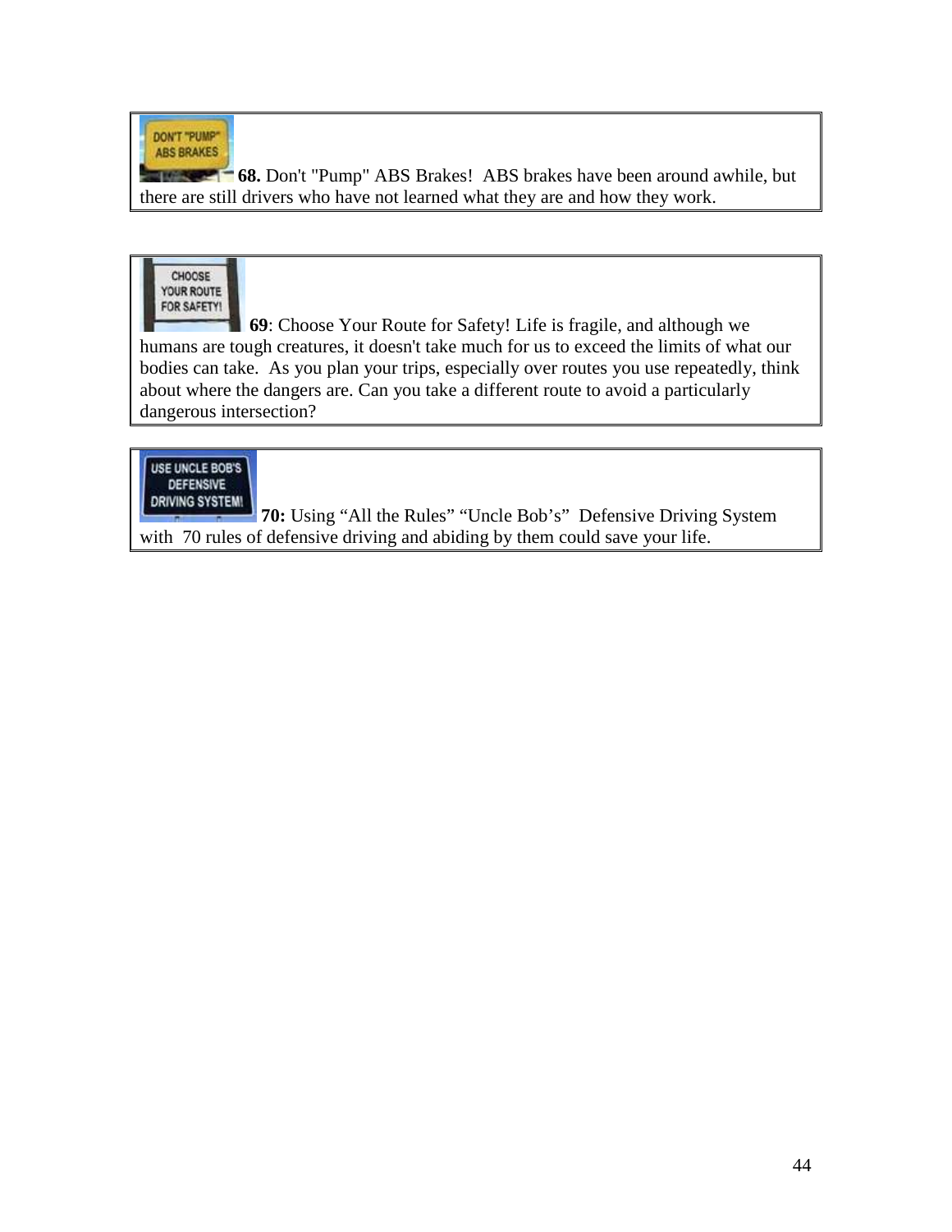**68.** Don't "Pump" ABS Brakes! ABS brakes have been around awhile, but there are still drivers who have not learned what they are and how they work.

**69**: Choose Your Route for Safety! Life is fragile, and although we humans are tough creatures, it doesn't take much for us to exceed the limits of what our bodies can take. As you plan your trips, especially over routes you use repeatedly, think about where the dangers are. Can you take a different route to avoid a particularly dangerous intersection?

**70:** Using "All the Rules" "Uncle Bob's" Defensive Driving System with 70 rules of defensive driving and abiding by them could save your life.